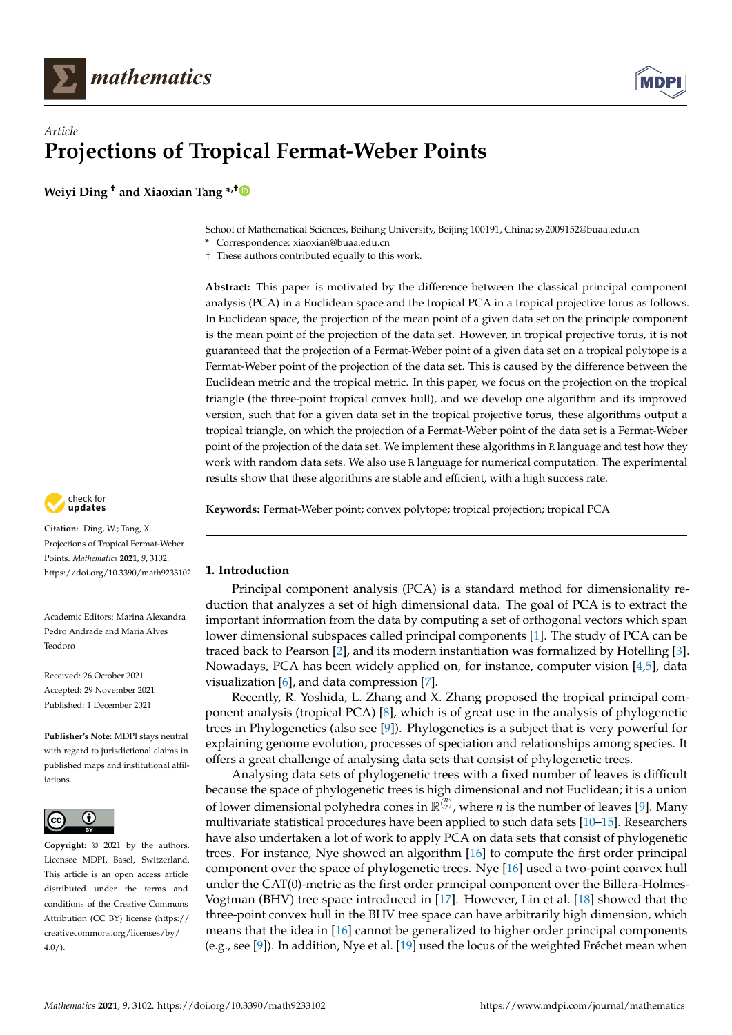*Article*

# Projections of Tropical Fermat-Weber Points

**Weiyi Ding [†] and Xiaoxian Tang [*,†]**

School of Mathematical Sciences, Beihang University, Beijing 100191, China; sy2009152@buaa.edu.cn

\* Correspondence: xiaoxian@buaa.edu.cn

† These authors contributed equally to this work.

**Abstract:** This paper is motivated by the difference between the classical principal component analysis (PCA) in a Euclidean space and the tropical PCA in a tropical projective torus as follows. In Euclidean space, the projection of the mean point of a given data set on the principle component is the mean point of the projection of the data set. However, in tropical projective torus, it is not guaranteed that the projection of a Fermat-Weber point of a given data set on a tropical polytope is a Fermat-Weber point of the projection of the data set. This is caused by the difference between the Euclidean metric and the tropical metric. In this paper, we focus on the projection on the tropical triangle (the three-point tropical convex hull), and we develop one algorithm and its improved version, such that for a given data set in the tropical projective torus, these algorithms output a tropical triangle, on which the projection of a Fermat-Weber point of the data set is a Fermat-Weber point of the projection of the data set. We implement these algorithms in R language and test how they work with random data sets. We also use R language for numerical computation. The experimental results show that these algorithms are stable and efficient, with a high success rate.

**Keywords:** Fermat-Weber point; convex polytope; tropical projection; tropical PCA

**Citation:** Ding, W.; Tang, X. Projections of Tropical Fermat-Weber Points. *Mathematics* **2021**, *9*, 3102. https://doi.org/10.3390/math9233102

Academic Editors: Marina Alexandra Pedro Andrade and Maria Alves Teodoro

Received: 26 October 2021
Accepted: 29 November 2021
Published: 1 December 2021

**Publisher's Note:** MDPI stays neutral with regard to jurisdictional claims in published maps and institutional affiliations.

**Copyright:** © 2021 by the authors. Licensee MDPI, Basel, Switzerland. This article is an open access article distributed under the terms and conditions of the Creative Commons Attribution (CC BY) license (https://creativecommons.org/licenses/by/4.0/).

## 1. Introduction

Principal component analysis (PCA) is a standard method for dimensionality reduction that analyzes a set of high dimensional data. The goal of PCA is to extract the important information from the data by computing a set of orthogonal vectors which span lower dimensional subspaces called principal components [1]. The study of PCA can be traced back to Pearson [2], and its modern instantiation was formalized by Hotelling [3]. Nowadays, PCA has been widely applied on, for instance, computer vision [4,5], data visualization [6], and data compression [7].

Recently, R. Yoshida, L. Zhang and X. Zhang proposed the tropical principal component analysis (tropical PCA) [8], which is of great use in the analysis of phylogenetic trees in Phylogenetics (also see [9]). Phylogenetics is a subject that is very powerful for explaining genome evolution, processes of speciation and relationships among species. It offers a great challenge of analysing data sets that consist of phylogenetic trees.

Analysing data sets of phylogenetic trees with a fixed number of leaves is difficult because the space of phylogenetic trees is high dimensional and not Euclidean; it is a union of lower dimensional polyhedra cones in $\mathbb{R}^{\binom{n}{2}}$, where $n$ is the number of leaves [9]. Many multivariate statistical procedures have been applied to such data sets [10–15]. Researchers have also undertaken a lot of work to apply PCA on data sets that consist of phylogenetic trees. For instance, Nye showed an algorithm [16] to compute the first order principal component over the space of phylogenetic trees. Nye [16] used a two-point convex hull under the CAT(0)-metric as the first order principal component over the Billera-Holmes-Vogtman (BHV) tree space introduced in [17]. However, Lin et al. [18] showed that the three-point convex hull in the BHV tree space can have arbitrarily high dimension, which means that the idea in [16] cannot be generalized to higher order principal components (e.g., see [9]). In addition, Nye et al. [19] used the locus of the weighted Fréchet mean when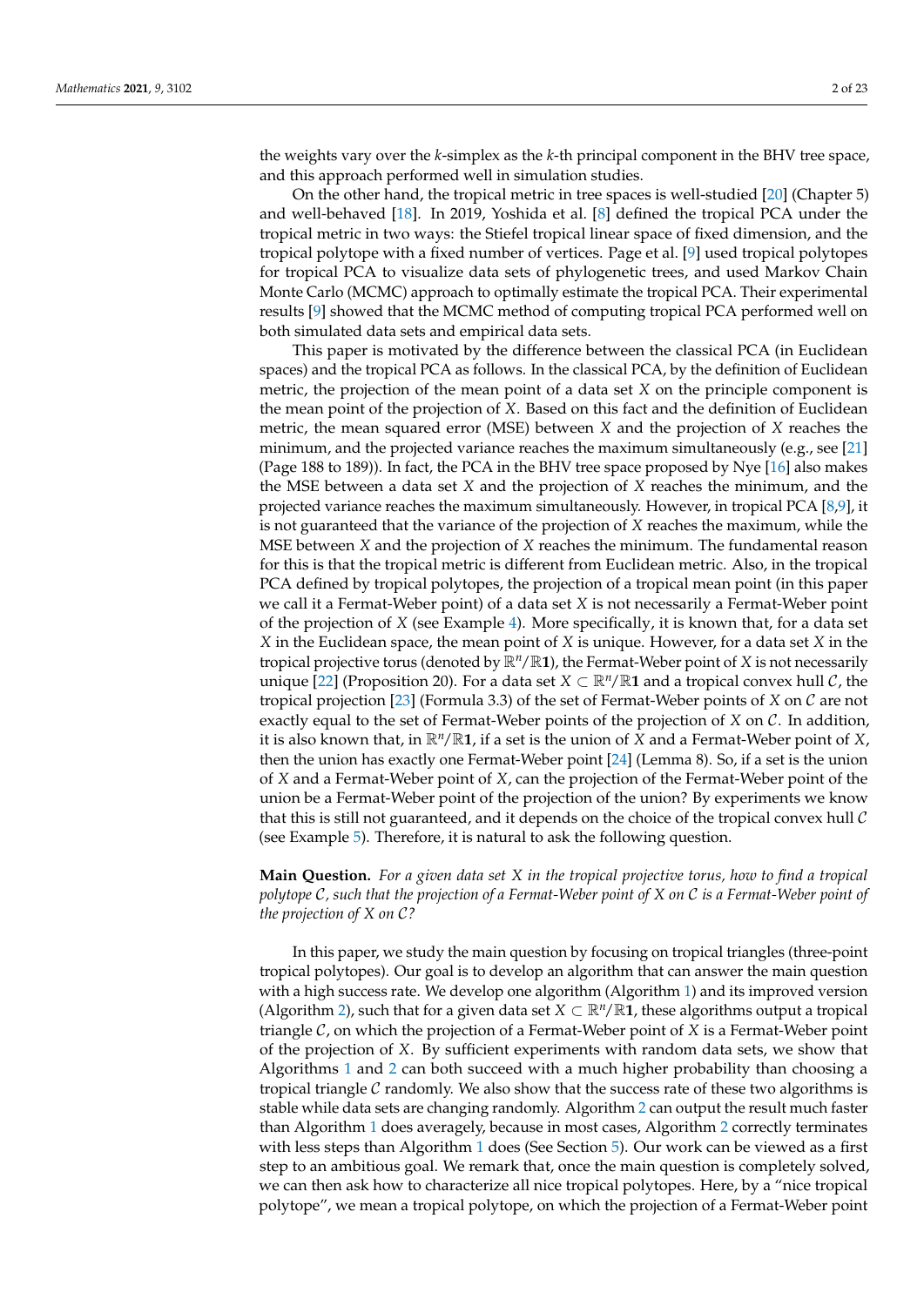the weights vary over the $k$-simplex as the $k$-th principal component in the BHV tree space, and this approach performed well in simulation studies.

On the other hand, the tropical metric in tree spaces is well-studied [20] (Chapter 5) and well-behaved [18]. In 2019, Yoshida et al. [8] defined the tropical PCA under the tropical metric in two ways: the Stiefel tropical linear space of fixed dimension, and the tropical polytope with a fixed number of vertices. Page et al. [9] used tropical polytopes for tropical PCA to visualize data sets of phylogenetic trees, and used Markov Chain Monte Carlo (MCMC) approach to optimally estimate the tropical PCA. Their experimental results [9] showed that the MCMC method of computing tropical PCA performed well on both simulated data sets and empirical data sets.

This paper is motivated by the difference between the classical PCA (in Euclidean spaces) and the tropical PCA as follows. In the classical PCA, by the definition of Euclidean metric, the projection of the mean point of a data set $X$ on the principle component is the mean point of the projection of $X$. Based on this fact and the definition of Euclidean metric, the mean squared error (MSE) between $X$ and the projection of $X$ reaches the minimum, and the projected variance reaches the maximum simultaneously (e.g., see [21] (Page 188 to 189)). In fact, the PCA in the BHV tree space proposed by Nye [16] also makes the MSE between a data set $X$ and the projection of $X$ reaches the minimum, and the projected variance reaches the maximum simultaneously. However, in tropical PCA [8,9], it is not guaranteed that the variance of the projection of $X$ reaches the maximum, while the MSE between $X$ and the projection of $X$ reaches the minimum. The fundamental reason for this is that the tropical metric is different from Euclidean metric. Also, in the tropical PCA defined by tropical polytopes, the projection of a tropical mean point (in this paper we call it a Fermat-Weber point) of a data set $X$ is not necessarily a Fermat-Weber point of the projection of $X$ (see Example 4). More specifically, it is known that, for a data set $X$ in the Euclidean space, the mean point of $X$ is unique. However, for a data set $X$ in the tropical projective torus (denoted by $\mathbb{R}^n/\mathbb{R}\mathbf{1}$), the Fermat-Weber point of $X$ is not necessarily unique [22] (Proposition 20). For a data set $X \subset \mathbb{R}^n/\mathbb{R}\mathbf{1}$ and a tropical convex hull $\mathcal{C}$, the tropical projection [23] (Formula 3.3) of the set of Fermat-Weber points of $X$ on $\mathcal{C}$ are not exactly equal to the set of Fermat-Weber points of the projection of $X$ on $\mathcal{C}$. In addition, it is also known that, in $\mathbb{R}^n/\mathbb{R}\mathbf{1}$, if a set is the union of $X$ and a Fermat-Weber point of $X$, then the union has exactly one Fermat-Weber point [24] (Lemma 8). So, if a set is the union of $X$ and a Fermat-Weber point of $X$, can the projection of the Fermat-Weber point of the union be a Fermat-Weber point of the projection of the union? By experiments we know that this is still not guaranteed, and it depends on the choice of the tropical convex hull $\mathcal{C}$ (see Example 5). Therefore, it is natural to ask the following question.

**Main Question.** *For a given data set $X$ in the tropical projective torus, how to find a tropical polytope $\mathcal{C}$, such that the projection of a Fermat-Weber point of $X$ on $\mathcal{C}$ is a Fermat-Weber point of the projection of $X$ on $\mathcal{C}$?*

In this paper, we study the main question by focusing on tropical triangles (three-point tropical polytopes). Our goal is to develop an algorithm that can answer the main question with a high success rate. We develop one algorithm (Algorithm 1) and its improved version (Algorithm 2), such that for a given data set $X \subset \mathbb{R}^n/\mathbb{R}\mathbf{1}$, these algorithms output a tropical triangle $\mathcal{C}$, on which the projection of a Fermat-Weber point of $X$ is a Fermat-Weber point of the projection of $X$. By sufficient experiments with random data sets, we show that Algorithms 1 and 2 can both succeed with a much higher probability than choosing a tropical triangle $\mathcal{C}$ randomly. We also show that the success rate of these two algorithms is stable while data sets are changing randomly. Algorithm 2 can output the result much faster than Algorithm 1 does averagely, because in most cases, Algorithm 2 correctly terminates with less steps than Algorithm 1 does (See Section 5). Our work can be viewed as a first step to an ambitious goal. We remark that, once the main question is completely solved, we can then ask how to characterize all nice tropical polytopes. Here, by a "nice tropical polytope", we mean a tropical polytope, on which the projection of a Fermat-Weber point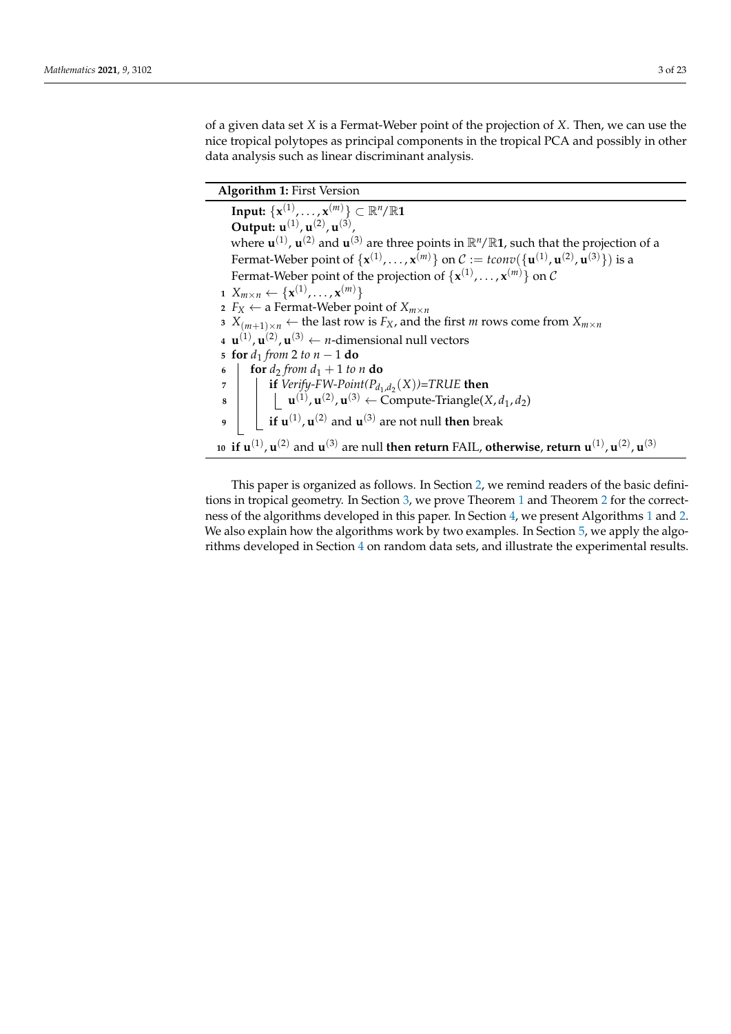of a given data set $X$ is a Fermat-Weber point of the projection of $X$. Then, we can use the nice tropical polytopes as principal components in the tropical PCA and possibly in other data analysis such as linear discriminant analysis.

**Algorithm 1:** First Version

```
Input: {x^(1), ..., x^(m)} ⊂ R^n/R1
Output: u^(1), u^(2), u^(3),
where u^(1), u^(2) and u^(3) are three points in R^n/R1, such that the projection of a
Fermat-Weber point of {x^(1), ..., x^(m)} on C := tconv({u^(1), u^(2), u^(3)}) is a
Fermat-Weber point of the projection of {x^(1), ..., x^(m)} on C
1  X_{m×n} ← {x^(1), ..., x^(m)}
2  F_X ← a Fermat-Weber point of X_{m×n}
3  X_{(m+1)×n} ← the last row is F_X, and the first m rows come from X_{m×n}
4  u^(1), u^(2), u^(3) ← n-dimensional null vectors
5  for d_1 from 2 to n − 1 do
6      for d_2 from d_1 + 1 to n do
7          if Verify-FW-Point(P_{d_1,d_2}(X))=TRUE then
8              u^(1), u^(2), u^(3) ← Compute-Triangle(X, d_1, d_2)
9          if u^(1), u^(2) and u^(3) are not null then break
10 if u^(1), u^(2) and u^(3) are null then return FAIL, otherwise, return u^(1), u^(2), u^(3)
```

This paper is organized as follows. In Section 2, we remind readers of the basic definitions in tropical geometry. In Section 3, we prove Theorem 1 and Theorem 2 for the correctness of the algorithms developed in this paper. In Section 4, we present Algorithms 1 and 2. We also explain how the algorithms work by two examples. In Section 5, we apply the algorithms developed in Section 4 on random data sets, and illustrate the experimental results.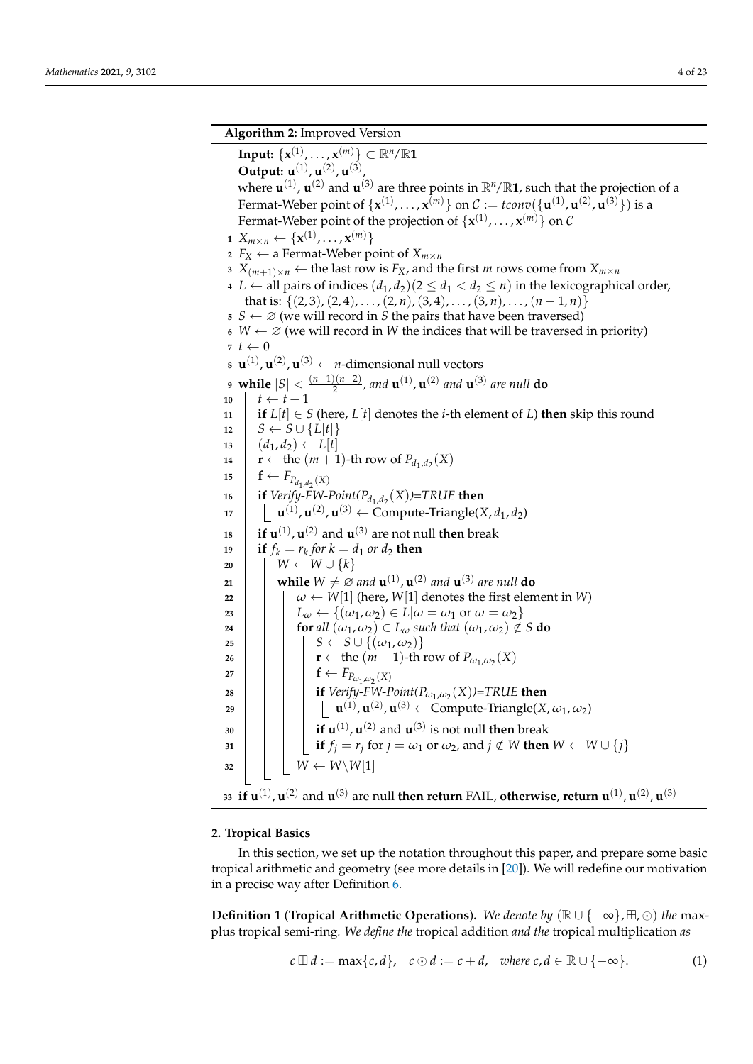**Algorithm 2:** Improved Version

```
   Input: {x^(1), ..., x^(m)} ⊂ ℝ^n/ℝ1
   Output: u^(1), u^(2), u^(3),
   where u^(1), u^(2) and u^(3) are three points in ℝ^n/ℝ1, such that the projection of a
   Fermat-Weber point of {x^(1), ..., x^(m)} on C := tconv({u^(1), u^(2), u^(3)}) is a
   Fermat-Weber point of the projection of {x^(1), ..., x^(m)} on C
 1 X_{m×n} ← {x^(1), ..., x^(m)}
 2 F_X ← a Fermat-Weber point of X_{m×n}
 3 X_{(m+1)×n} ← the last row is F_X, and the first m rows come from X_{m×n}
 4 L ← all pairs of indices (d_1, d_2)(2 ≤ d_1 < d_2 ≤ n) in the lexicographical order,
     that is: {(2,3), (2,4), ..., (2,n), (3,4), ..., (3,n), ..., (n−1,n)}
 5 S ← ∅ (we will record in S the pairs that have been traversed)
 6 W ← ∅ (we will record in W the indices that will be traversed in priority)
 7 t ← 0
 8 u^(1), u^(2), u^(3) ← n-dimensional null vectors
 9 while |S| < (n−1)(n−2)/2, and u^(1), u^(2) and u^(3) are null do
10     t ← t + 1
11     if L[t] ∈ S (here, L[t] denotes the i-th element of L) then skip this round
12     S ← S ∪ {L[t]}
13     (d_1, d_2) ← L[t]
14     r ← the (m+1)-th row of P_{d_1,d_2}(X)
15     f ← F_{P_{d_1,d_2}(X)}
16     if Verify-FW-Point(P_{d_1,d_2}(X))=TRUE then
17         u^(1), u^(2), u^(3) ← Compute-Triangle(X, d_1, d_2)
18     if u^(1), u^(2) and u^(3) are not null then break
19     if f_k = r_k for k = d_1 or d_2 then
20         W ← W ∪ {k}
21         while W ≠ ∅ and u^(1), u^(2) and u^(3) are null do
22             ω ← W[1] (here, W[1] denotes the first element in W)
23             L_ω ← {(ω_1, ω_2) ∈ L | ω = ω_1 or ω = ω_2}
24             for all (ω_1, ω_2) ∈ L_ω such that (ω_1, ω_2) ∉ S do
25                 S ← S ∪ {(ω_1, ω_2)}
26                 r ← the (m+1)-th row of P_{ω_1,ω_2}(X)
27                 f ← F_{P_{ω_1,ω_2}(X)}
28                 if Verify-FW-Point(P_{ω_1,ω_2}(X))=TRUE then
29                     u^(1), u^(2), u^(3) ← Compute-Triangle(X, ω_1, ω_2)
30                 if u^(1), u^(2) and u^(3) is not null then break
31                 if f_j = r_j for j = ω_1 or ω_2, and j ∉ W then W ← W ∪ {j}
32             W ← W \ W[1]
33 if u^(1), u^(2) and u^(3) are null then return FAIL, otherwise, return u^(1), u^(2), u^(3)
```

## 2. Tropical Basics

In this section, we set up the notation throughout this paper, and prepare some basic tropical arithmetic and geometry (see more details in [20]). We will redefine our motivation in a precise way after Definition 6.

**Definition 1** (**Tropical Arithmetic Operations**)**.** *We denote by* $(\mathbb{R} \cup \{-\infty\}, \boxplus, \odot)$ *the* max-plus tropical semi-ring*. We define the* tropical addition *and the* tropical multiplication *as*

$$c \boxplus d := \max\{c, d\}, \quad c \odot d := c + d, \quad \textit{where } c, d \in \mathbb{R} \cup \{-\infty\}. \tag{1}$$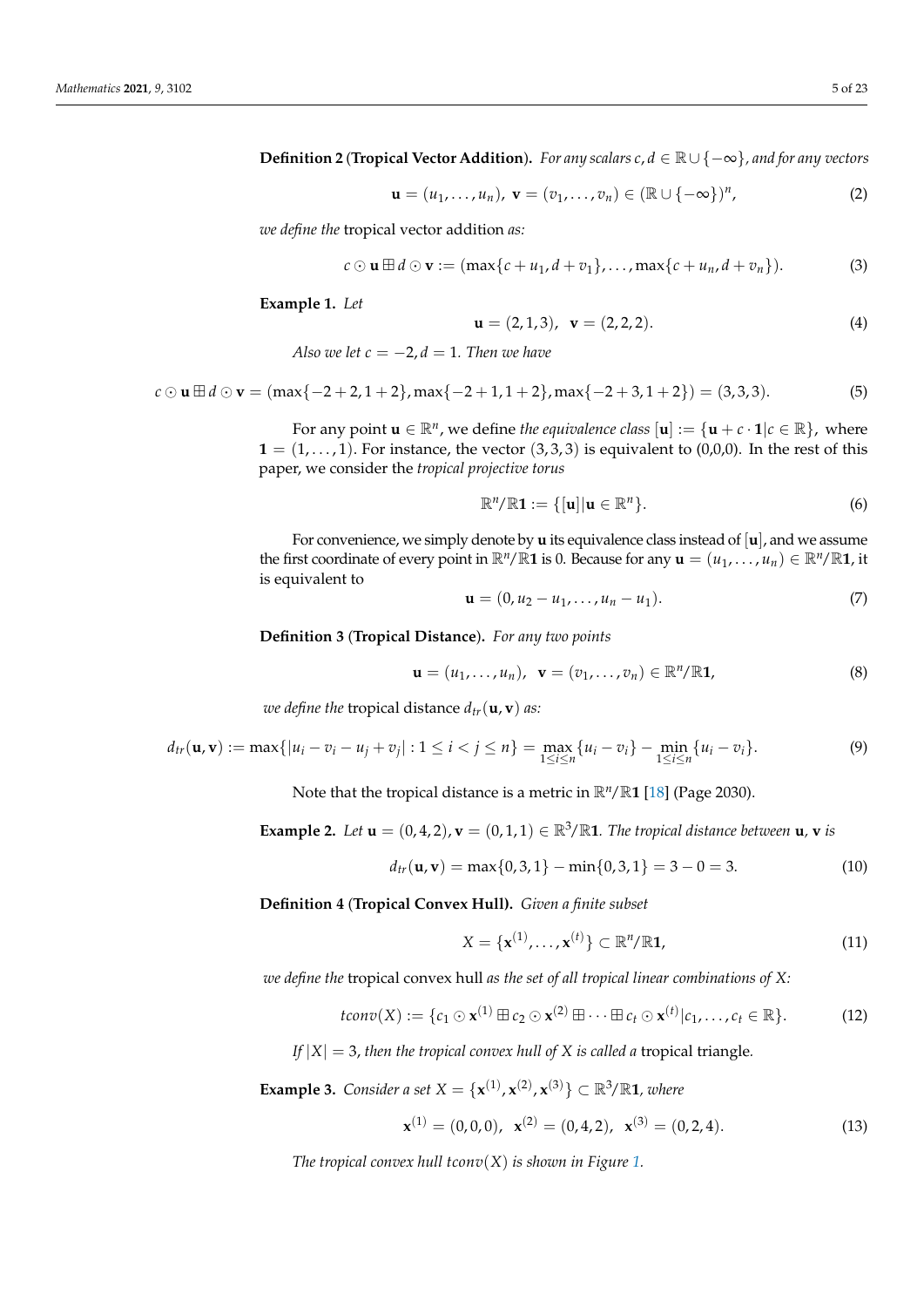**Definition 2** (**Tropical Vector Addition**)**.** *For any scalars $c, d \in \mathbb{R} \cup \{-\infty\}$, and for any vectors*

$$\mathbf{u} = (u_1, \ldots, u_n),\ \mathbf{v} = (v_1, \ldots, v_n) \in (\mathbb{R} \cup \{-\infty\})^n, \tag{2}$$

*we define the* tropical vector addition *as:*

$$c \odot \mathbf{u} \boxplus d \odot \mathbf{v} := (\max\{c + u_1, d + v_1\}, \ldots, \max\{c + u_n, d + v_n\}). \tag{3}$$

**Example 1.** *Let*

$$\mathbf{u} = (2, 1, 3),\ \ \mathbf{v} = (2, 2, 2). \tag{4}$$

*Also we let $c = -2, d = 1$. Then we have*

$$c \odot \mathbf{u} \boxplus d \odot \mathbf{v} = (\max\{-2+2, 1+2\}, \max\{-2+1, 1+2\}, \max\{-2+3, 1+2\}) = (3, 3, 3). \tag{5}$$

For any point $\mathbf{u} \in \mathbb{R}^n$, we define *the equivalence class* $[\mathbf{u}] := \{\mathbf{u} + c \cdot \mathbf{1} | c \in \mathbb{R}\}$, where $\mathbf{1} = (1, \ldots, 1)$. For instance, the vector $(3, 3, 3)$ is equivalent to (0,0,0). In the rest of this paper, we consider the *tropical projective torus*

$$\mathbb{R}^n / \mathbb{R}\mathbf{1} := \{[\mathbf{u}] | \mathbf{u} \in \mathbb{R}^n\}. \tag{6}$$

For convenience, we simply denote by $\mathbf{u}$ its equivalence class instead of $[\mathbf{u}]$, and we assume the first coordinate of every point in $\mathbb{R}^n/\mathbb{R}\mathbf{1}$ is 0. Because for any $\mathbf{u} = (u_1, \ldots, u_n) \in \mathbb{R}^n/\mathbb{R}\mathbf{1}$, it is equivalent to

$$\mathbf{u} = (0, u_2 - u_1, \ldots, u_n - u_1). \tag{7}$$

**Definition 3** (**Tropical Distance**)**.** *For any two points*

$$\mathbf{u} = (u_1, \ldots, u_n),\ \ \mathbf{v} = (v_1, \ldots, v_n) \in \mathbb{R}^n/\mathbb{R}\mathbf{1}, \tag{8}$$

*we define the* tropical distance $d_{tr}(\mathbf{u}, \mathbf{v})$ *as:*

$$d_{tr}(\mathbf{u}, \mathbf{v}) := \max\{|u_i - v_i - u_j + v_j| : 1 \le i < j \le n\} = \max_{1 \le i \le n}\{u_i - v_i\} - \min_{1 \le i \le n}\{u_i - v_i\}. \tag{9}$$

Note that the tropical distance is a metric in $\mathbb{R}^n/\mathbb{R}\mathbf{1}$ [18] (Page 2030).

**Example 2.** *Let $\mathbf{u} = (0, 4, 2), \mathbf{v} = (0, 1, 1) \in \mathbb{R}^3/\mathbb{R}\mathbf{1}$. The tropical distance between $\mathbf{u}$, $\mathbf{v}$ is*

$$d_{tr}(\mathbf{u}, \mathbf{v}) = \max\{0, 3, 1\} - \min\{0, 3, 1\} = 3 - 0 = 3. \tag{10}$$

**Definition 4** (**Tropical Convex Hull).** *Given a finite subset*

$$X = \{\mathbf{x}^{(1)}, \ldots, \mathbf{x}^{(t)}\} \subset \mathbb{R}^n/\mathbb{R}\mathbf{1}, \tag{11}$$

*we define the* tropical convex hull *as the set of all tropical linear combinations of X:*

$$tconv(X) := \{c_1 \odot \mathbf{x}^{(1)} \boxplus c_2 \odot \mathbf{x}^{(2)} \boxplus \cdots \boxplus c_t \odot \mathbf{x}^{(t)} | c_1, \ldots, c_t \in \mathbb{R}\}. \tag{12}$$

*If $|X| = 3$, then the tropical convex hull of X is called a* tropical triangle*.*

**Example 3.** *Consider a set $X = \{\mathbf{x}^{(1)}, \mathbf{x}^{(2)}, \mathbf{x}^{(3)}\} \subset \mathbb{R}^3/\mathbb{R}\mathbf{1}$, where*

$$\mathbf{x}^{(1)} = (0, 0, 0),\ \ \mathbf{x}^{(2)} = (0, 4, 2),\ \ \mathbf{x}^{(3)} = (0, 2, 4). \tag{13}$$

*The tropical convex hull $tconv(X)$ is shown in Figure 1.*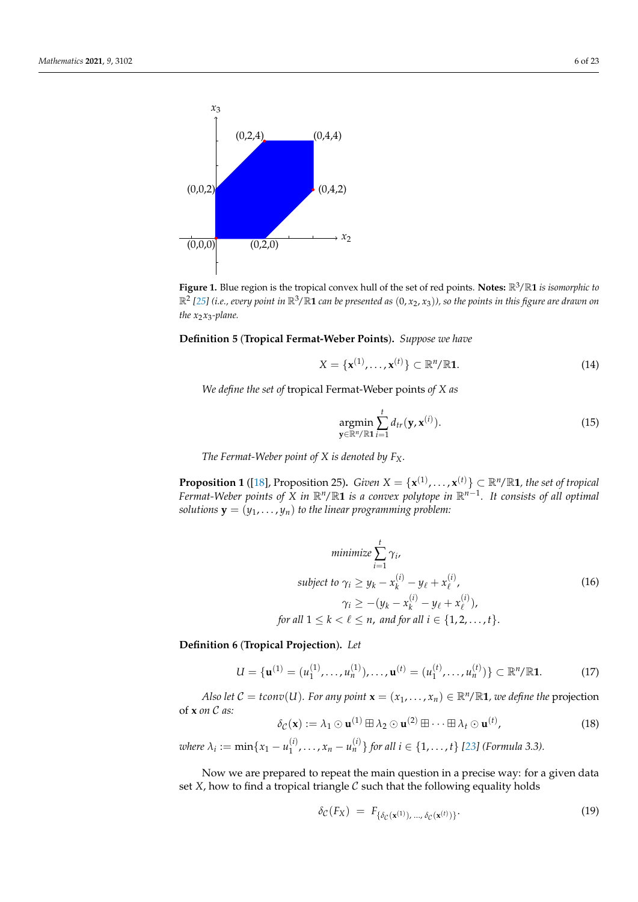**Figure 1.** Blue region is the tropical convex hull of the set of red points. **Notes:** *$\mathbb{R}^3/\mathbb{R}\mathbf{1}$ is isomorphic to $\mathbb{R}^2$ [25] (i.e., every point in $\mathbb{R}^3/\mathbb{R}\mathbf{1}$ can be presented as $(0, x_2, x_3)$), so the points in this figure are drawn on the $x_2x_3$-plane.*

**Definition 5** (**Tropical Fermat-Weber Points**). *Suppose we have*

$$X = \{\mathbf{x}^{(1)}, \ldots, \mathbf{x}^{(t)}\} \subset \mathbb{R}^n/\mathbb{R}\mathbf{1}. \tag{14}$$

*We define the set of* tropical Fermat-Weber points *of $X$ as*

$$\underset{\mathbf{y} \in \mathbb{R}^n/\mathbb{R}\mathbf{1}}{\operatorname{argmin}} \sum_{i=1}^{t} d_{tr}(\mathbf{y}, \mathbf{x}^{(i)}). \tag{15}$$

*The Fermat-Weber point of $X$ is denoted by $F_X$.*

**Proposition 1** ([18], Proposition 25)**.** *Given $X = \{\mathbf{x}^{(1)}, \ldots, \mathbf{x}^{(t)}\} \subset \mathbb{R}^n/\mathbb{R}\mathbf{1}$, the set of tropical Fermat-Weber points of $X$ in $\mathbb{R}^n/\mathbb{R}\mathbf{1}$ is a convex polytope in $\mathbb{R}^{n-1}$. It consists of all optimal solutions $\mathbf{y} = (y_1, \ldots, y_n)$ to the linear programming problem:*

$$\begin{aligned}
&\textit{minimize} \sum_{i=1}^{t} \gamma_i, \\
&\textit{subject to } \gamma_i \geq y_k - x_k^{(i)} - y_\ell + x_\ell^{(i)}, \\
&\qquad\qquad \gamma_i \geq -(y_k - x_k^{(i)} - y_\ell + x_\ell^{(i)}), \\
&\textit{for all } 1 \leq k < \ell \leq n, \textit{ and for all } i \in \{1, 2, \ldots, t\}.
\end{aligned} \tag{16}$$

**Definition 6** (**Tropical Projection**). *Let*

$$U = \{\mathbf{u}^{(1)} = (u_1^{(1)}, \ldots, u_n^{(1)}), \ldots, \mathbf{u}^{(t)} = (u_1^{(t)}, \ldots, u_n^{(t)})\} \subset \mathbb{R}^n/\mathbb{R}\mathbf{1}. \tag{17}$$

*Also let $\mathcal{C} = tconv(U)$. For any point $\mathbf{x} = (x_1, \ldots, x_n) \in \mathbb{R}^n/\mathbb{R}\mathbf{1}$, we define the* projection of $\mathbf{x}$ *on $\mathcal{C}$ as:*

$$\delta_{\mathcal{C}}(\mathbf{x}) := \lambda_1 \odot \mathbf{u}^{(1)} \boxplus \lambda_2 \odot \mathbf{u}^{(2)} \boxplus \cdots \boxplus \lambda_t \odot \mathbf{u}^{(t)}, \tag{18}$$

*where $\lambda_i := \min\{x_1 - u_1^{(i)}, \ldots, x_n - u_n^{(i)}\}$ for all $i \in \{1, \ldots, t\}$ [23] (Formula 3.3).*

Now we are prepared to repeat the main question in a precise way: for a given data set $X$, how to find a tropical triangle $\mathcal{C}$ such that the following equality holds

$$\delta_{\mathcal{C}}(F_X) \;=\; F_{\{\delta_{\mathcal{C}}(\mathbf{x}^{(1)}), \ldots, \delta_{\mathcal{C}}(\mathbf{x}^{(t)})\}}. \tag{19}$$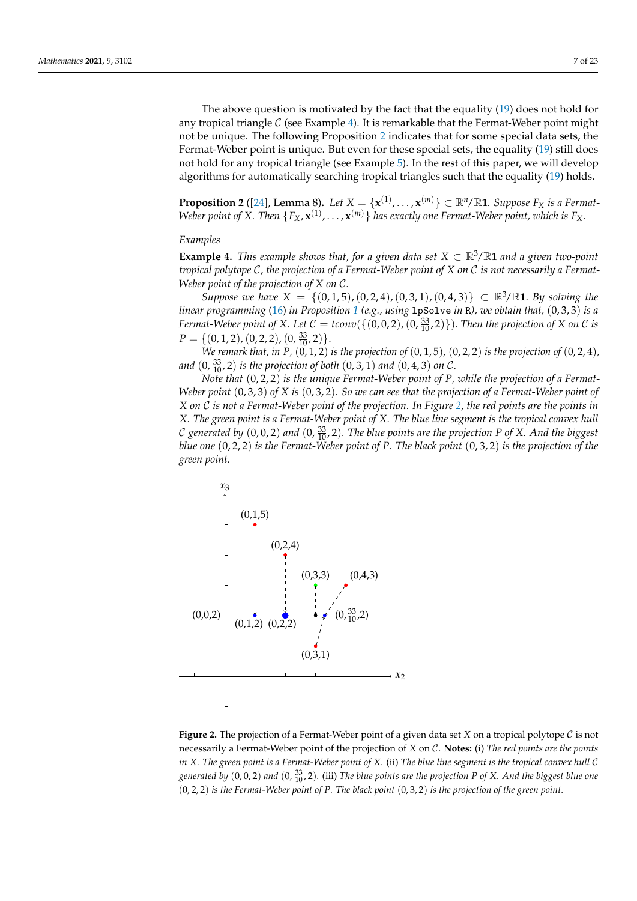The above question is motivated by the fact that the equality (19) does not hold for any tropical triangle $\mathcal{C}$ (see Example 4). It is remarkable that the Fermat-Weber point might not be unique. The following Proposition 2 indicates that for some special data sets, the Fermat-Weber point is unique. But even for these special sets, the equality (19) still does not hold for any tropical triangle (see Example 5). In the rest of this paper, we will develop algorithms for automatically searching tropical triangles such that the equality (19) holds.

**Proposition 2** ([24], Lemma 8)**.** *Let $X = \{\mathbf{x}^{(1)}, \ldots, \mathbf{x}^{(m)}\} \subset \mathbb{R}^n/\mathbb{R}\mathbf{1}$. Suppose $F_X$ is a Fermat-Weber point of $X$. Then $\{F_X, \mathbf{x}^{(1)}, \ldots, \mathbf{x}^{(m)}\}$ has exactly one Fermat-Weber point, which is $F_X$.*

*Examples*

**Example 4.** *This example shows that, for a given data set $X \subset \mathbb{R}^3/\mathbb{R}\mathbf{1}$ and a given two-point tropical polytope $\mathcal{C}$, the projection of a Fermat-Weber point of $X$ on $\mathcal{C}$ is not necessarily a Fermat-Weber point of the projection of $X$ on $\mathcal{C}$.*

*Suppose we have $X = \{(0,1,5), (0,2,4), (0,3,1), (0,4,3)\} \subset \mathbb{R}^3/\mathbb{R}\mathbf{1}$. By solving the linear programming (16) in Proposition 1 (e.g., using* `lpSolve` *in* R*), we obtain that, $(0,3,3)$ is a Fermat-Weber point of $X$. Let $\mathcal{C} = tconv(\{(0,0,2), (0, \frac{33}{10}, 2)\})$. Then the projection of $X$ on $\mathcal{C}$ is $P = \{(0,1,2), (0,2,2), (0, \frac{33}{10}, 2)\}$.*

*We remark that, in $P$, $(0,1,2)$ is the projection of $(0,1,5)$, $(0,2,2)$ is the projection of $(0,2,4)$, and $(0, \frac{33}{10}, 2)$ is the projection of both $(0,3,1)$ and $(0,4,3)$ on $\mathcal{C}$.*

*Note that $(0,2,2)$ is the unique Fermat-Weber point of $P$, while the projection of a Fermat-Weber point $(0,3,3)$ of $X$ is $(0,3,2)$. So we can see that the projection of a Fermat-Weber point of $X$ on $\mathcal{C}$ is not a Fermat-Weber point of the projection. In Figure 2, the red points are the points in $X$. The green point is a Fermat-Weber point of $X$. The blue line segment is the tropical convex hull $\mathcal{C}$ generated by $(0,0,2)$ and $(0, \frac{33}{10}, 2)$. The blue points are the projection $P$ of $X$. And the biggest blue one $(0,2,2)$ is the Fermat-Weber point of $P$. The black point $(0,3,2)$ is the projection of the green point.*

**Figure 2.** The projection of a Fermat-Weber point of a given data set $X$ on a tropical polytope $\mathcal{C}$ is not necessarily a Fermat-Weber point of the projection of $X$ on $\mathcal{C}$. **Notes:** (i) *The red points are the points in $X$. The green point is a Fermat-Weber point of $X$.* (ii) *The blue line segment is the tropical convex hull $\mathcal{C}$ generated by $(0,0,2)$ and $(0, \frac{33}{10}, 2)$.* (iii) *The blue points are the projection $P$ of $X$. And the biggest blue one $(0,2,2)$ is the Fermat-Weber point of $P$. The black point $(0,3,2)$ is the projection of the green point.*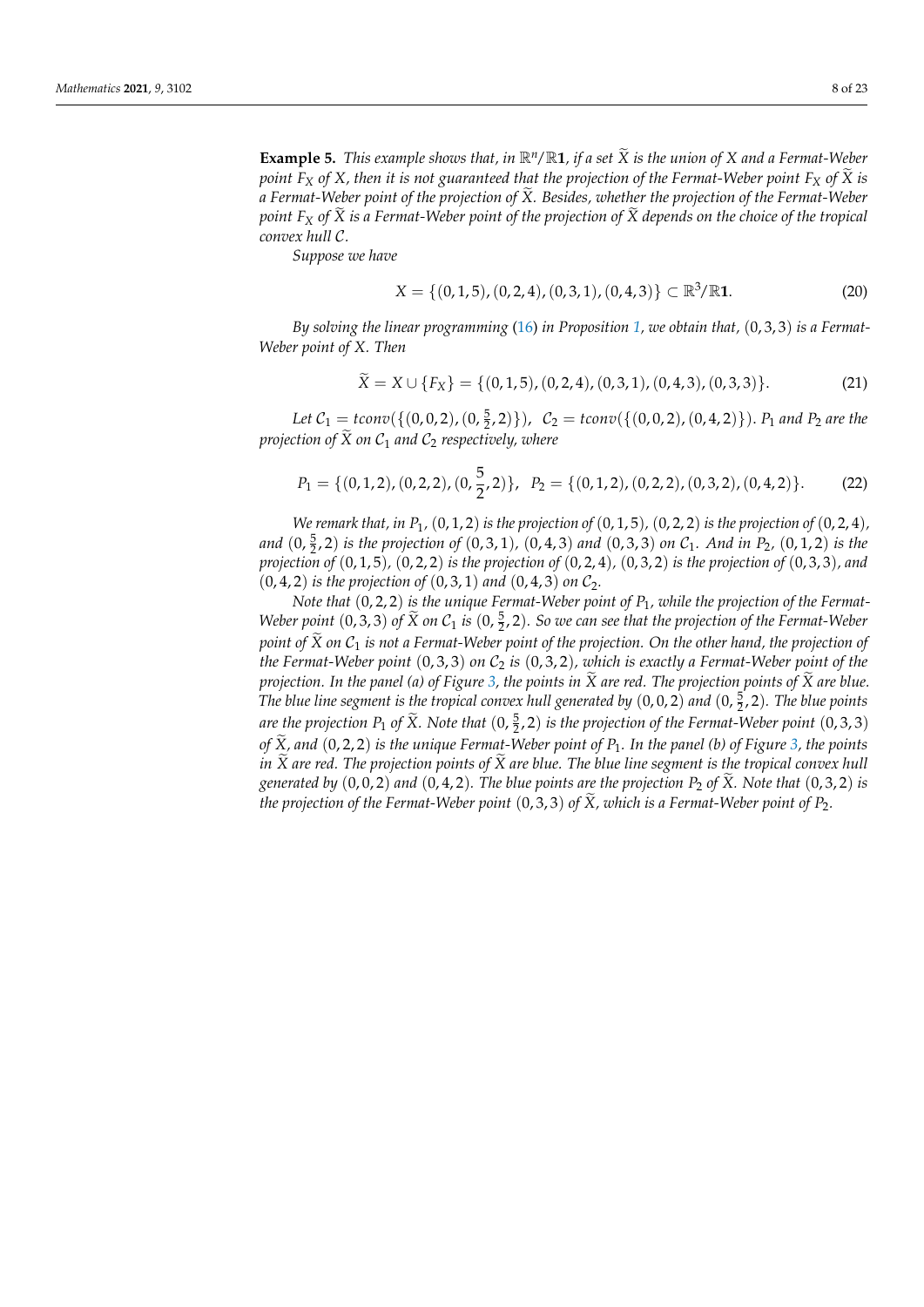**Example 5.** *This example shows that, in $\mathbb{R}^n/\mathbb{R}\mathbf{1}$, if a set $\widetilde{X}$ is the union of $X$ and a Fermat-Weber point $F_X$ of $X$, then it is not guaranteed that the projection of the Fermat-Weber point $F_X$ of $\widetilde{X}$ is a Fermat-Weber point of the projection of $\widetilde{X}$. Besides, whether the projection of the Fermat-Weber point $F_X$ of $\widetilde{X}$ is a Fermat-Weber point of the projection of $\widetilde{X}$ depends on the choice of the tropical convex hull $\mathcal{C}$.*

*Suppose we have*

$$X = \{(0,1,5),(0,2,4),(0,3,1),(0,4,3)\} \subset \mathbb{R}^3/\mathbb{R}\mathbf{1}. \tag{20}$$

*By solving the linear programming (16) in Proposition 1, we obtain that, $(0,3,3)$ is a Fermat-Weber point of $X$. Then*

$$\widetilde{X} = X \cup \{F_X\} = \{(0,1,5),(0,2,4),(0,3,1),(0,4,3),(0,3,3)\}. \tag{21}$$

*Let $\mathcal{C}_1 = tconv(\{(0,0,2),(0,\frac{5}{2},2)\})$, $\mathcal{C}_2 = tconv(\{(0,0,2),(0,4,2)\})$. $P_1$ and $P_2$ are the projection of $\widetilde{X}$ on $\mathcal{C}_1$ and $\mathcal{C}_2$ respectively, where*

$$P_1 = \{(0,1,2),(0,2,2),(0,\frac{5}{2},2)\}, \;\; P_2 = \{(0,1,2),(0,2,2),(0,3,2),(0,4,2)\}. \tag{22}$$

*We remark that, in $P_1$, $(0,1,2)$ is the projection of $(0,1,5)$, $(0,2,2)$ is the projection of $(0,2,4)$, and $(0,\frac{5}{2},2)$ is the projection of $(0,3,1)$, $(0,4,3)$ and $(0,3,3)$ on $\mathcal{C}_1$. And in $P_2$, $(0,1,2)$ is the projection of $(0,1,5)$, $(0,2,2)$ is the projection of $(0,2,4)$, $(0,3,2)$ is the projection of $(0,3,3)$, and $(0,4,2)$ is the projection of $(0,3,1)$ and $(0,4,3)$ on $\mathcal{C}_2$.*

*Note that $(0,2,2)$ is the unique Fermat-Weber point of $P_1$, while the projection of the Fermat-Weber point $(0,3,3)$ of $\widetilde{X}$ on $\mathcal{C}_1$ is $(0,\frac{5}{2},2)$. So we can see that the projection of the Fermat-Weber point of $\widetilde{X}$ on $\mathcal{C}_1$ is not a Fermat-Weber point of the projection. On the other hand, the projection of the Fermat-Weber point $(0,3,3)$ on $\mathcal{C}_2$ is $(0,3,2)$, which is exactly a Fermat-Weber point of the projection. In the panel (a) of Figure 3, the points in $\widetilde{X}$ are red. The projection points of $\widetilde{X}$ are blue. The blue line segment is the tropical convex hull generated by $(0,0,2)$ and $(0,\frac{5}{2},2)$. The blue points are the projection $P_1$ of $\widetilde{X}$. Note that $(0,\frac{5}{2},2)$ is the projection of the Fermat-Weber point $(0,3,3)$ of $\widetilde{X}$, and $(0,2,2)$ is the unique Fermat-Weber point of $P_1$. In the panel (b) of Figure 3, the points in $\widetilde{X}$ are red. The projection points of $\widetilde{X}$ are blue. The blue line segment is the tropical convex hull generated by $(0,0,2)$ and $(0,4,2)$. The blue points are the projection $P_2$ of $\widetilde{X}$. Note that $(0,3,2)$ is the projection of the Fermat-Weber point $(0,3,3)$ of $\widetilde{X}$, which is a Fermat-Weber point of $P_2$.*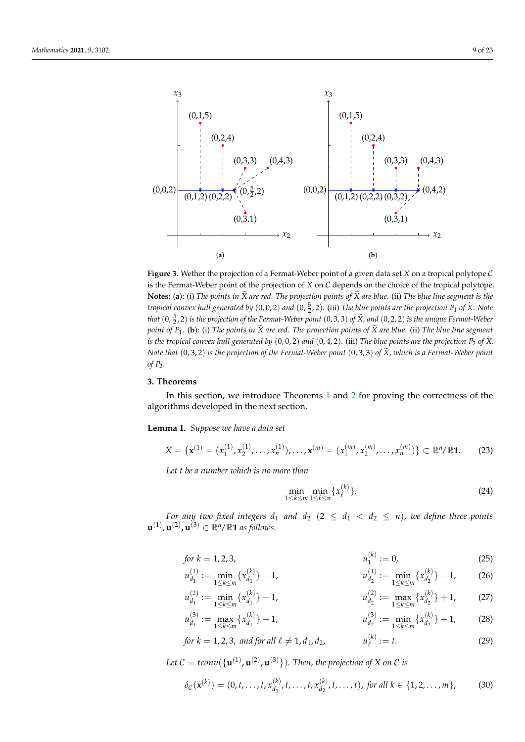**Figure 3.** Wether the projection of a Fermat-Weber point of a given data set $X$ on a tropical polytope $\mathcal{C}$ is the Fermat-Weber point of the projection of $X$ on $\mathcal{C}$ depends on the choice of the tropical polytope. **Notes:** (**a**): (i) *The points in* $\widetilde{X}$ *are red. The projection points of* $\widetilde{X}$ *are blue.* (ii) *The blue line segment is the tropical convex hull generated by* $(0,0,2)$ *and* $(0,\frac{5}{2},2)$. (iii) *The blue points are the projection* $P_1$ *of* $\widetilde{X}$. *Note that* $(0,\frac{5}{2},2)$ *is the projection of the Fermat-Weber point* $(0,3,3)$ *of* $\widetilde{X}$, *and* $(0,2,2)$ *is the unique Fermat-Weber point of* $P_1$. (**b**): (i) *The points in* $\widetilde{X}$ *are red. The projection points of* $\widetilde{X}$ *are blue.* (ii) *The blue line segment is the tropical convex hull generated by* $(0,0,2)$ *and* $(0,4,2)$. (iii) *The blue points are the projection* $P_2$ *of* $\widetilde{X}$. *Note that* $(0,3,2)$ *is the projection of the Fermat-Weber point* $(0,3,3)$ *of* $\widetilde{X}$, *which is a Fermat-Weber point of* $P_2$.

## 3. Theorems

In this section, we introduce Theorems 1 and 2 for proving the correctness of the algorithms developed in the next section.

**Lemma 1.** *Suppose we have a data set*

$$X = \{\mathbf{x}^{(1)} = (x_1^{(1)}, x_2^{(1)}, \ldots, x_n^{(1)}), \ldots, \mathbf{x}^{(m)} = (x_1^{(m)}, x_2^{(m)}, \ldots, x_n^{(m)})\} \subset \mathbb{R}^n/\mathbb{R}\mathbf{1}. \tag{23}$$

*Let $t$ be a number which is no more than*

$$\min_{1\leq k\leq m}\min_{1\leq \ell\leq n}\{x_\ell^{(k)}\}. \tag{24}$$

*For any two fixed integers $d_1$ and $d_2$ $(2 \leq d_1 < d_2 \leq n)$, we define three points $\mathbf{u}^{(1)}, \mathbf{u}^{(2)}, \mathbf{u}^{(3)} \in \mathbb{R}^n/\mathbb{R}\mathbf{1}$ as follows.*

$$\text{for } k = 1,2,3, \qquad u_1^{(k)} := 0, \tag{25}$$

$$u_{d_1}^{(1)} := \min_{1\leq k\leq m}\{x_{d_1}^{(k)}\} - 1, \qquad u_{d_2}^{(1)} := \min_{1\leq k\leq m}\{x_{d_2}^{(k)}\} - 1, \tag{26}$$

$$u_{d_1}^{(2)} := \min_{1\leq k\leq m}\{x_{d_1}^{(k)}\} + 1, \qquad u_{d_2}^{(2)} := \max_{1\leq k\leq m}\{x_{d_2}^{(k)}\} + 1, \tag{27}$$

$$u_{d_1}^{(3)} := \max_{1\leq k\leq m}\{x_{d_1}^{(k)}\} + 1, \qquad u_{d_2}^{(3)} := \min_{1\leq k\leq m}\{x_{d_2}^{(k)}\} + 1, \tag{28}$$

$$\text{for } k = 1,2,3, \text{ and for all } \ell \neq 1, d_1, d_2, \qquad u_\ell^{(k)} := t. \tag{29}$$

*Let $\mathcal{C} = tconv(\{\mathbf{u}^{(1)}, \mathbf{u}^{(2)}, \mathbf{u}^{(3)}\})$. Then, the projection of $X$ on $\mathcal{C}$ is*

$$\delta_{\mathcal{C}}(\mathbf{x}^{(k)}) = (0, t, \ldots, t, x_{d_1}^{(k)}, t, \ldots, t, x_{d_2}^{(k)}, t, \ldots, t), \text{ for all } k \in \{1,2,\ldots,m\}, \tag{30}$$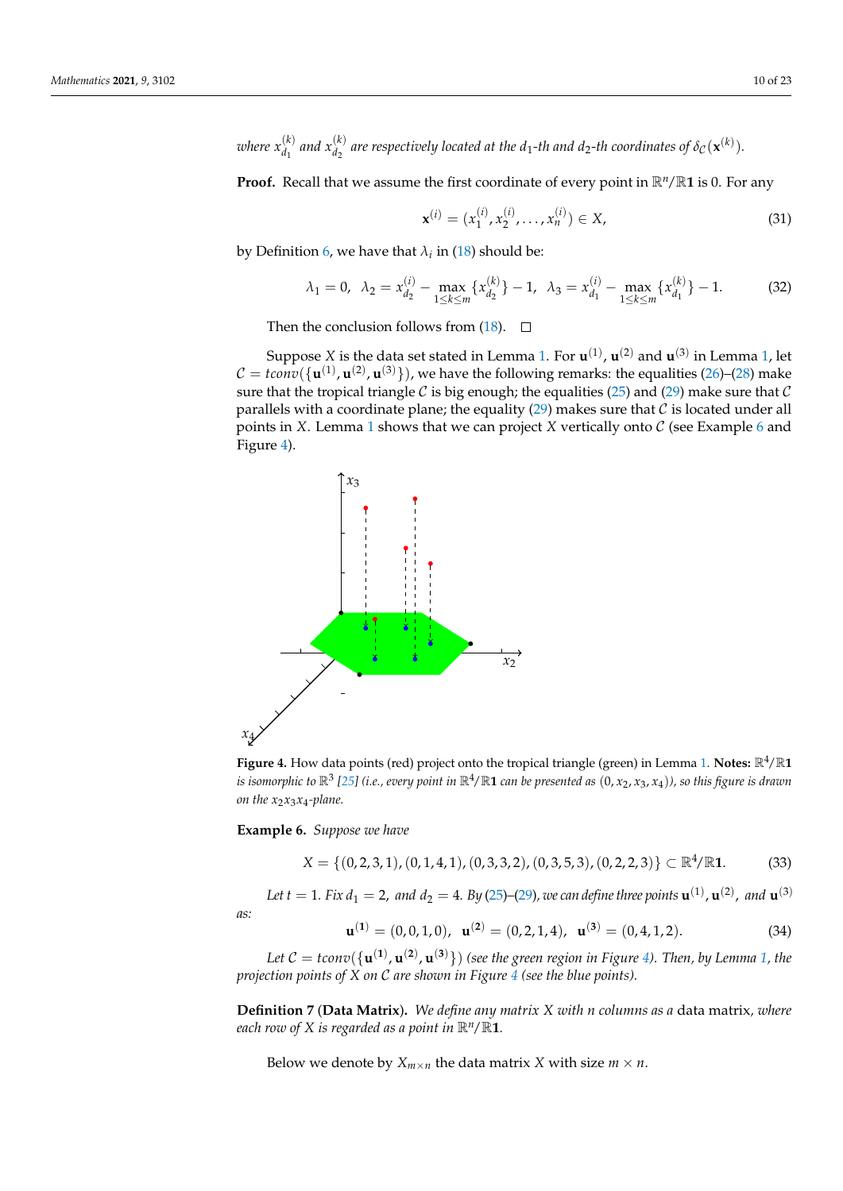*where $x^{(k)}_{d_1}$ and $x^{(k)}_{d_2}$ are respectively located at the $d_1$-th and $d_2$-th coordinates of $\delta_{\mathcal{C}}(\mathbf{x}^{(k)})$.*

**Proof.** Recall that we assume the first coordinate of every point in $\mathbb{R}^n/\mathbb{R}\mathbf{1}$ is 0. For any

$$\mathbf{x}^{(i)} = (x^{(i)}_1, x^{(i)}_2, \ldots, x^{(i)}_n) \in X, \tag{31}$$

by Definition 6, we have that $\lambda_i$ in (18) should be:

$$\lambda_1 = 0, \;\; \lambda_2 = x^{(i)}_{d_2} - \max_{1 \le k \le m}\{x^{(k)}_{d_2}\} - 1, \;\; \lambda_3 = x^{(i)}_{d_1} - \max_{1 \le k \le m}\{x^{(k)}_{d_1}\} - 1. \tag{32}$$

Then the conclusion follows from (18). □

Suppose $X$ is the data set stated in Lemma 1. For $\mathbf{u}^{(1)}$, $\mathbf{u}^{(2)}$ and $\mathbf{u}^{(3)}$ in Lemma 1, let $\mathcal{C} = tconv(\{\mathbf{u}^{(1)}, \mathbf{u}^{(2)}, \mathbf{u}^{(3)}\})$, we have the following remarks: the equalities (26)–(28) make sure that the tropical triangle $\mathcal{C}$ is big enough; the equalities (25) and (29) make sure that $\mathcal{C}$ parallels with a coordinate plane; the equality (29) makes sure that $\mathcal{C}$ is located under all points in $X$. Lemma 1 shows that we can project $X$ vertically onto $\mathcal{C}$ (see Example 6 and Figure 4).

**Figure 4.** How data points (red) project onto the tropical triangle (green) in Lemma 1. **Notes:** $\mathbb{R}^4/\mathbb{R}\mathbf{1}$ *is isomorphic to $\mathbb{R}^3$ [25] (i.e., every point in $\mathbb{R}^4/\mathbb{R}\mathbf{1}$ can be presented as $(0, x_2, x_3, x_4)$), so this figure is drawn on the $x_2x_3x_4$-plane.*

**Example 6.** *Suppose we have*

$$X = \{(0,2,3,1), (0,1,4,1), (0,3,3,2), (0,3,5,3), (0,2,2,3)\} \subset \mathbb{R}^4/\mathbb{R}\mathbf{1}. \tag{33}$$

*Let $t = 1$. Fix $d_1 = 2$, and $d_2 = 4$. By (25)–(29), we can define three points $\mathbf{u}^{(1)}$, $\mathbf{u}^{(2)}$, and $\mathbf{u}^{(3)}$ as:*

$$\mathbf{u}^{(1)} = (0,0,1,0), \;\; \mathbf{u}^{(2)} = (0,2,1,4), \;\; \mathbf{u}^{(3)} = (0,4,1,2). \tag{34}$$

*Let $\mathcal{C} = tconv(\{\mathbf{u}^{(1)}, \mathbf{u}^{(2)}, \mathbf{u}^{(3)}\})$ (see the green region in Figure 4). Then, by Lemma 1, the projection points of $X$ on $\mathcal{C}$ are shown in Figure 4 (see the blue points).*

**Definition 7** (**Data Matrix**)**.** *We define any matrix $X$ with $n$ columns as a* data matrix*, where each row of $X$ is regarded as a point in $\mathbb{R}^n/\mathbb{R}\mathbf{1}$.*

Below we denote by $X_{m \times n}$ the data matrix $X$ with size $m \times n$.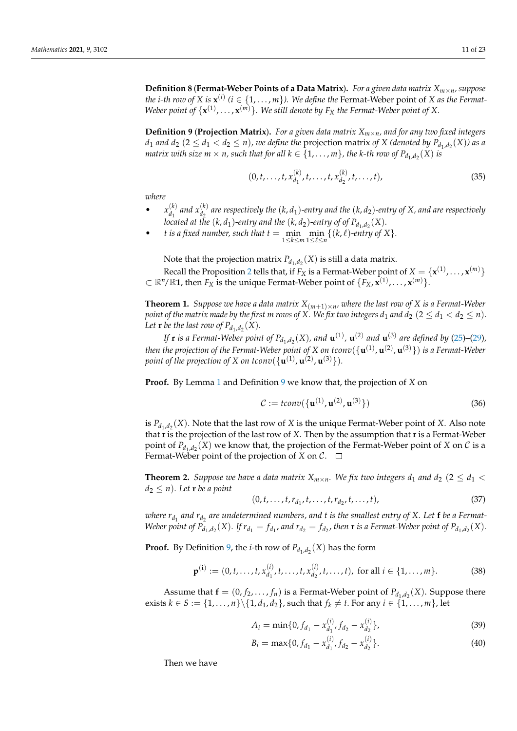**Definition 8** (**Fermat-Weber Points of a Data Matrix**)**.** *For a given data matrix $X_{m\times n}$, suppose the i-th row of X is $\mathbf{x}^{(i)}$ ($i \in \{1,\ldots,m\}$). We define the* Fermat-Weber point *of X as the Fermat-Weber point of $\{\mathbf{x}^{(1)},\ldots,\mathbf{x}^{(m)}\}$. We still denote by $F_X$ the Fermat-Weber point of X.*

**Definition 9** (**Projection Matrix**)**.** *For a given data matrix $X_{m\times n}$, and for any two fixed integers $d_1$ and $d_2$ ($2 \le d_1 < d_2 \le n$), we define the* projection matrix *of X (denoted by $P_{d_1,d_2}(X)$) as a matrix with size $m \times n$, such that for all $k \in \{1,\ldots,m\}$, the k-th row of $P_{d_1,d_2}(X)$ is*

$$(0, t, \ldots, t, x_{d_1}^{(k)}, t, \ldots, t, x_{d_2}^{(k)}, t, \ldots, t), \tag{35}$$

*where*

- *$x_{d_1}^{(k)}$ and $x_{d_2}^{(k)}$ are respectively the $(k,d_1)$-entry and the $(k,d_2)$-entry of X, and are respectively located at the $(k,d_1)$-entry and the $(k,d_2)$-entry of of $P_{d_1,d_2}(X)$.*
- *t is a fixed number, such that $t = \min\limits_{1\le k\le m}\min\limits_{1\le \ell\le n}\{(k,\ell)\text{-entry of } X\}$.*

Note that the projection matrix $P_{d_1,d_2}(X)$ is still a data matrix.

Recall the Proposition 2 tells that, if $F_X$ is a Fermat-Weber point of $X = \{\mathbf{x}^{(1)},\ldots,\mathbf{x}^{(m)}\} \subset \mathbb{R}^n/\mathbb{R}\mathbf{1}$, then $F_X$ is the unique Fermat-Weber point of $\{F_X, \mathbf{x}^{(1)},\ldots,\mathbf{x}^{(m)}\}$.

**Theorem 1.** *Suppose we have a data matrix $X_{(m+1)\times n}$, where the last row of X is a Fermat-Weber point of the matrix made by the first m rows of X. We fix two integers $d_1$ and $d_2$ ($2 \le d_1 < d_2 \le n$). Let $\mathbf{r}$ be the last row of $P_{d_1,d_2}(X)$.*

*If $\mathbf{r}$ is a Fermat-Weber point of $P_{d_1,d_2}(X)$, and $\mathbf{u}^{(1)}$, $\mathbf{u}^{(2)}$ and $\mathbf{u}^{(3)}$ are defined by (25)–(29), then the projection of the Fermat-Weber point of X on $tconv(\{\mathbf{u}^{(1)},\mathbf{u}^{(2)},\mathbf{u}^{(3)}\})$ is a Fermat-Weber point of the projection of X on $tconv(\{\mathbf{u}^{(1)},\mathbf{u}^{(2)},\mathbf{u}^{(3)}\})$.*

**Proof.** By Lemma 1 and Definition 9 we know that, the projection of $X$ on

$$\mathcal{C} := tconv(\{\mathbf{u}^{(1)},\mathbf{u}^{(2)},\mathbf{u}^{(3)}\}) \tag{36}$$

is $P_{d_1,d_2}(X)$. Note that the last row of $X$ is the unique Fermat-Weber point of $X$. Also note that $\mathbf{r}$ is the projection of the last row of $X$. Then by the assumption that $\mathbf{r}$ is a Fermat-Weber point of $P_{d_1,d_2}(X)$ we know that, the projection of the Fermat-Weber point of $X$ on $\mathcal{C}$ is a Fermat-Weber point of the projection of $X$ on $\mathcal{C}$. □

**Theorem 2.** *Suppose we have a data matrix $X_{m\times n}$. We fix two integers $d_1$ and $d_2$ ($2 \le d_1 < d_2 \le n$). Let $\mathbf{r}$ be a point*

$$(0, t, \ldots, t, r_{d_1}, t, \ldots, t, r_{d_2}, t, \ldots, t), \tag{37}$$

*where $r_{d_1}$ and $r_{d_2}$ are undetermined numbers, and t is the smallest entry of X. Let $\mathbf{f}$ be a Fermat-Weber point of $P_{d_1,d_2}(X)$. If $r_{d_1} = f_{d_1}$, and $r_{d_2} = f_{d_2}$, then $\mathbf{r}$ is a Fermat-Weber point of $P_{d_1,d_2}(X)$.*

**Proof.** By Definition 9, the $i$-th row of $P_{d_1,d_2}(X)$ has the form

$$\mathbf{p}^{(\mathbf{i})} := (0, t, \ldots, t, x_{d_1}^{(i)}, t, \ldots, t, x_{d_2}^{(i)}, t, \ldots, t), \text{ for all } i \in \{1,\ldots,m\}. \tag{38}$$

Assume that $\mathbf{f} = (0, f_2, \ldots, f_n)$ is a Fermat-Weber point of $P_{d_1,d_2}(X)$. Suppose there exists $k \in S := \{1,\ldots,n\}\backslash\{1,d_1,d_2\}$, such that $f_k \ne t$. For any $i \in \{1,\ldots,m\}$, let

$$A_i = \min\{0, f_{d_1} - x_{d_1}^{(i)}, f_{d_2} - x_{d_2}^{(i)}\}, \tag{39}$$

$$B_i = \max\{0, f_{d_1} - x_{d_1}^{(i)}, f_{d_2} - x_{d_2}^{(i)}\}. \tag{40}$$

Then we have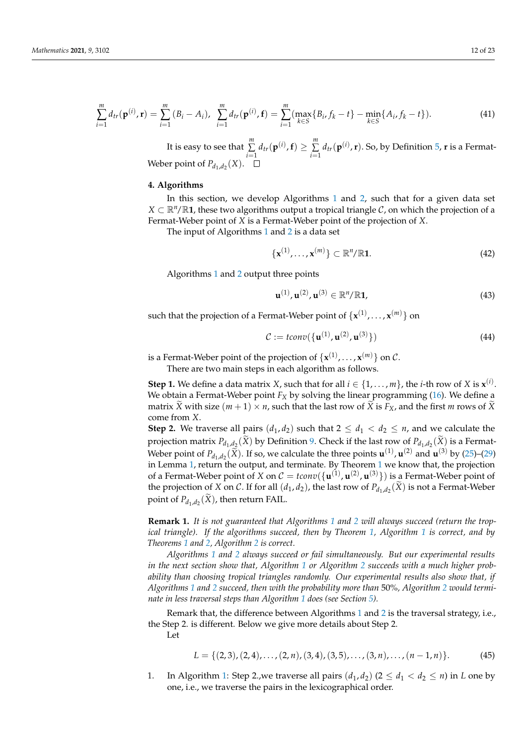$$\sum_{i=1}^{m} d_{tr}(\mathbf{p}^{(i)}, \mathbf{r}) = \sum_{i=1}^{m} (B_i - A_i), \quad \sum_{i=1}^{m} d_{tr}(\mathbf{p}^{(i)}, \mathbf{f}) = \sum_{i=1}^{m} (\max_{k \in S}\{B_i, f_k - t\} - \min_{k \in S}\{A_i, f_k - t\}). \tag{41}$$

It is easy to see that $\sum_{i=1}^{m} d_{tr}(\mathbf{p}^{(i)}, \mathbf{f}) \geq \sum_{i=1}^{m} d_{tr}(\mathbf{p}^{(i)}, \mathbf{r})$. So, by Definition 5, $\mathbf{r}$ is a Fermat-Weber point of $P_{d_1,d_2}(X)$. □

## 4. Algorithms

In this section, we develop Algorithms 1 and 2, such that for a given data set $X \subset \mathbb{R}^n/\mathbb{R}\mathbf{1}$, these two algorithms output a tropical triangle $\mathcal{C}$, on which the projection of a Fermat-Weber point of $X$ is a Fermat-Weber point of the projection of $X$.

The input of Algorithms 1 and 2 is a data set

$$\{\mathbf{x}^{(1)}, \ldots, \mathbf{x}^{(m)}\} \subset \mathbb{R}^n/\mathbb{R}\mathbf{1}. \tag{42}$$

Algorithms 1 and 2 output three points

$$\mathbf{u}^{(1)}, \mathbf{u}^{(2)}, \mathbf{u}^{(3)} \in \mathbb{R}^n/\mathbb{R}\mathbf{1}, \tag{43}$$

such that the projection of a Fermat-Weber point of $\{\mathbf{x}^{(1)}, \ldots, \mathbf{x}^{(m)}\}$ on

$$\mathcal{C} := tconv(\{\mathbf{u}^{(1)}, \mathbf{u}^{(2)}, \mathbf{u}^{(3)}\}) \tag{44}$$

is a Fermat-Weber point of the projection of $\{\mathbf{x}^{(1)}, \ldots, \mathbf{x}^{(m)}\}$ on $\mathcal{C}$.

There are two main steps in each algorithm as follows.

**Step 1.** We define a data matrix $X$, such that for all $i \in \{1, \ldots, m\}$, the $i$-th row of $X$ is $\mathbf{x}^{(i)}$. We obtain a Fermat-Weber point $F_X$ by solving the linear programming (16). We define a matrix $\widetilde{X}$ with size $(m+1) \times n$, such that the last row of $\widetilde{X}$ is $F_X$, and the first $m$ rows of $\widetilde{X}$ come from $X$.

**Step 2.** We traverse all pairs $(d_1, d_2)$ such that $2 \leq d_1 < d_2 \leq n$, and we calculate the projection matrix $P_{d_1,d_2}(\widetilde{X})$ by Definition 9. Check if the last row of $P_{d_1,d_2}(\widetilde{X})$ is a Fermat-Weber point of $P_{d_1,d_2}(\widetilde{X})$. If so, we calculate the three points $\mathbf{u}^{(1)}, \mathbf{u}^{(2)}$ and $\mathbf{u}^{(3)}$ by (25)–(29) in Lemma 1, return the output, and terminate. By Theorem 1 we know that, the projection of a Fermat-Weber point of $X$ on $\mathcal{C} = tconv(\{\mathbf{u}^{(1)}, \mathbf{u}^{(2)}, \mathbf{u}^{(3)}\})$ is a Fermat-Weber point of the projection of $X$ on $\mathcal{C}$. If for all $(d_1, d_2)$, the last row of $P_{d_1,d_2}(\widetilde{X})$ is not a Fermat-Weber point of $P_{d_1,d_2}(\widetilde{X})$, then return FAIL.

**Remark 1.** *It is not guaranteed that Algorithms 1 and 2 will always succeed (return the tropical triangle). If the algorithms succeed, then by Theorem 1, Algorithm 1 is correct, and by Theorems 1 and 2, Algorithm 2 is correct.*

*Algorithms 1 and 2 always succeed or fail simultaneously. But our experimental results in the next section show that, Algorithm 1 or Algorithm 2 succeeds with a much higher probability than choosing tropical triangles randomly. Our experimental results also show that, if Algorithms 1 and 2 succeed, then with the probability more than* 50%*, Algorithm 2 would terminate in less traversal steps than Algorithm 1 does (see Section 5).*

Remark that, the difference between Algorithms 1 and 2 is the traversal strategy, i.e., the Step 2. is different. Below we give more details about Step 2.

Let

$$L = \{(2,3), (2,4), \ldots, (2,n), (3,4), (3,5), \ldots, (3,n), \ldots, (n-1,n)\}. \tag{45}$$

1. In Algorithm 1: Step 2.,we traverse all pairs $(d_1, d_2)$ $(2 \leq d_1 < d_2 \leq n)$ in $L$ one by one, i.e., we traverse the pairs in the lexicographical order.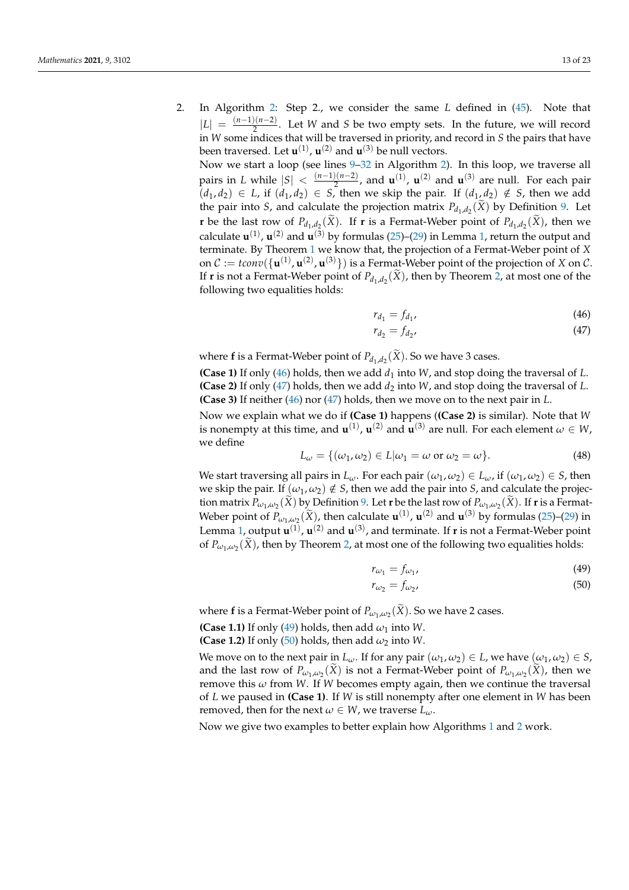2. In Algorithm 2: Step 2., we consider the same $L$ defined in (45). Note that $|L| = \frac{(n-1)(n-2)}{2}$. Let $W$ and $S$ be two empty sets. In the future, we will record in $W$ some indices that will be traversed in priority, and record in $S$ the pairs that have been traversed. Let $\mathbf{u}^{(1)}$, $\mathbf{u}^{(2)}$ and $\mathbf{u}^{(3)}$ be null vectors.

   Now we start a loop (see lines 9–32 in Algorithm 2). In this loop, we traverse all pairs in $L$ while $|S| < \frac{(n-1)(n-2)}{2}$, and $\mathbf{u}^{(1)}$, $\mathbf{u}^{(2)}$ and $\mathbf{u}^{(3)}$ are null. For each pair $(d_1, d_2) \in L$, if $(d_1, d_2) \in S$, then we skip the pair. If $(d_1, d_2) \notin S$, then we add the pair into $S$, and calculate the projection matrix $P_{d_1,d_2}(\widetilde{X})$ by Definition 9. Let $\mathbf{r}$ be the last row of $P_{d_1,d_2}(\widetilde{X})$. If $\mathbf{r}$ is a Fermat-Weber point of $P_{d_1,d_2}(\widetilde{X})$, then we calculate $\mathbf{u}^{(1)}$, $\mathbf{u}^{(2)}$ and $\mathbf{u}^{(3)}$ by formulas (25)–(29) in Lemma 1, return the output and terminate. By Theorem 1 we know that, the projection of a Fermat-Weber point of $X$ on $\mathcal{C} := tconv(\{\mathbf{u}^{(1)}, \mathbf{u}^{(2)}, \mathbf{u}^{(3)}\})$ is a Fermat-Weber point of the projection of $X$ on $\mathcal{C}$. If $\mathbf{r}$ is not a Fermat-Weber point of $P_{d_1,d_2}(\widetilde{X})$, then by Theorem 2, at most one of the following two equalities holds:

$$r_{d_1} = f_{d_1}, \tag{46}$$

$$r_{d_2} = f_{d_2}, \tag{47}$$

   where $\mathbf{f}$ is a Fermat-Weber point of $P_{d_1,d_2}(\widetilde{X})$. So we have 3 cases.

   **(Case 1)** If only (46) holds, then we add $d_1$ into $W$, and stop doing the traversal of $L$.
   **(Case 2)** If only (47) holds, then we add $d_2$ into $W$, and stop doing the traversal of $L$.
   **(Case 3)** If neither (46) nor (47) holds, then we move on to the next pair in $L$.

   Now we explain what we do if **(Case 1)** happens (**(Case 2)** is similar). Note that $W$ is nonempty at this time, and $\mathbf{u}^{(1)}$, $\mathbf{u}^{(2)}$ and $\mathbf{u}^{(3)}$ are null. For each element $\omega \in W$, we define

$$L_\omega = \{(\omega_1, \omega_2) \in L | \omega_1 = \omega \text{ or } \omega_2 = \omega\}. \tag{48}$$

   We start traversing all pairs in $L_\omega$. For each pair $(\omega_1, \omega_2) \in L_\omega$, if $(\omega_1, \omega_2) \in S$, then we skip the pair. If $(\omega_1, \omega_2) \notin S$, then we add the pair into $S$, and calculate the projection matrix $P_{\omega_1,\omega_2}(\widetilde{X})$ by Definition 9. Let $\mathbf{r}$ be the last row of $P_{\omega_1,\omega_2}(\widetilde{X})$. If $\mathbf{r}$ is a Fermat-Weber point of $P_{\omega_1,\omega_2}(\widetilde{X})$, then calculate $\mathbf{u}^{(1)}$, $\mathbf{u}^{(2)}$ and $\mathbf{u}^{(3)}$ by formulas (25)–(29) in Lemma 1, output $\mathbf{u}^{(1)}$, $\mathbf{u}^{(2)}$ and $\mathbf{u}^{(3)}$, and terminate. If $\mathbf{r}$ is not a Fermat-Weber point of $P_{\omega_1,\omega_2}(\widetilde{X})$, then by Theorem 2, at most one of the following two equalities holds:

$$r_{\omega_1} = f_{\omega_1}, \tag{49}$$

$$r_{\omega_2} = f_{\omega_2}, \tag{50}$$

   where $\mathbf{f}$ is a Fermat-Weber point of $P_{\omega_1,\omega_2}(\widetilde{X})$. So we have 2 cases.

   **(Case 1.1)** If only (49) holds, then add $\omega_1$ into $W$.
   **(Case 1.2)** If only (50) holds, then add $\omega_2$ into $W$.

   We move on to the next pair in $L_\omega$. If for any pair $(\omega_1, \omega_2) \in L$, we have $(\omega_1, \omega_2) \in S$, and the last row of $P_{\omega_1,\omega_2}(\widetilde{X})$ is not a Fermat-Weber point of $P_{\omega_1,\omega_2}(\widetilde{X})$, then we remove this $\omega$ from $W$. If $W$ becomes empty again, then we continue the traversal of $L$ we paused in **(Case 1)**. If $W$ is still nonempty after one element in $W$ has been removed, then for the next $\omega \in W$, we traverse $L_\omega$.

   Now we give two examples to better explain how Algorithms 1 and 2 work.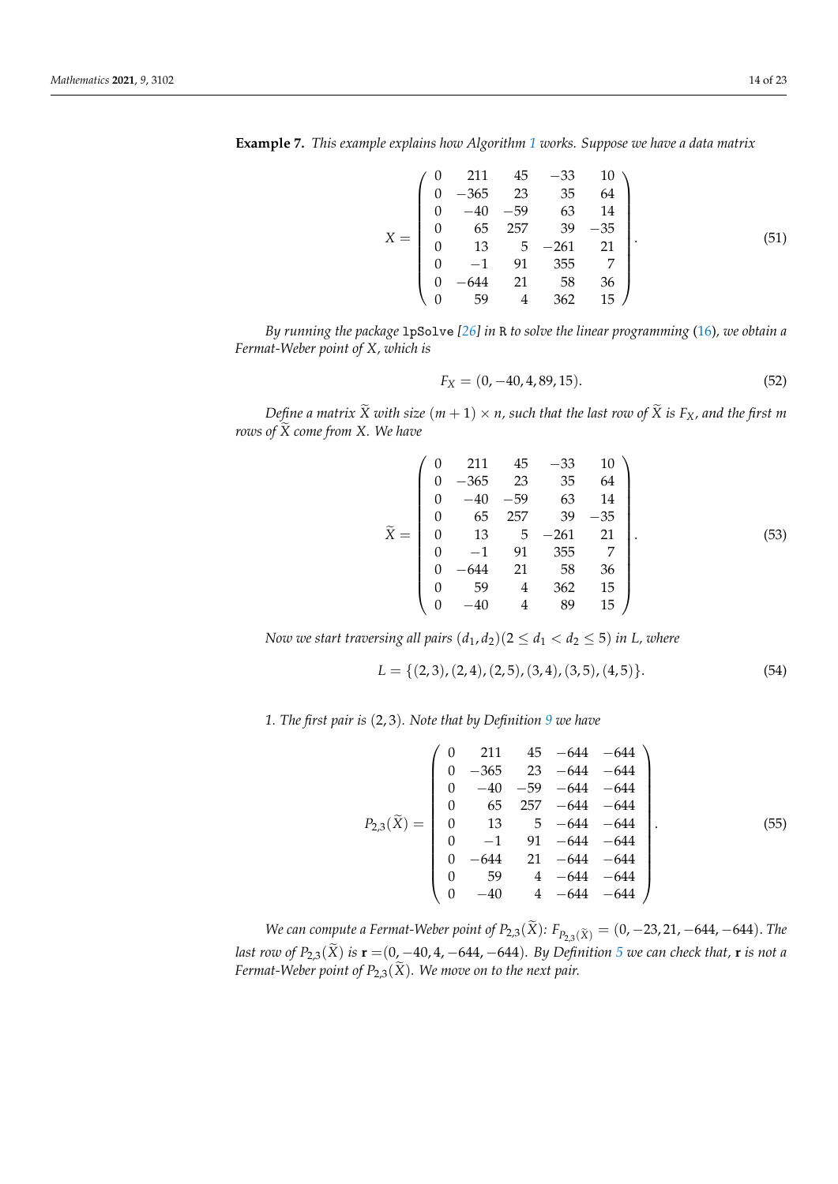**Example 7.** *This example explains how Algorithm 1 works. Suppose we have a data matrix*

$$X = \begin{pmatrix} 0 & 211 & 45 & -33 & 10 \\ 0 & -365 & 23 & 35 & 64 \\ 0 & -40 & -59 & 63 & 14 \\ 0 & 65 & 257 & 39 & -35 \\ 0 & 13 & 5 & -261 & 21 \\ 0 & -1 & 91 & 355 & 7 \\ 0 & -644 & 21 & 58 & 36 \\ 0 & 59 & 4 & 362 & 15 \end{pmatrix}. \tag{51}$$

*By running the package* `lpSolve` *[26] in* R *to solve the linear programming (16), we obtain a Fermat-Weber point of $X$, which is*

$$F_X = (0, -40, 4, 89, 15). \tag{52}$$

*Define a matrix $\widetilde{X}$ with size $(m+1) \times n$, such that the last row of $\widetilde{X}$ is $F_X$, and the first $m$ rows of $\widetilde{X}$ come from $X$. We have*

$$\widetilde{X} = \begin{pmatrix} 0 & 211 & 45 & -33 & 10 \\ 0 & -365 & 23 & 35 & 64 \\ 0 & -40 & -59 & 63 & 14 \\ 0 & 65 & 257 & 39 & -35 \\ 0 & 13 & 5 & -261 & 21 \\ 0 & -1 & 91 & 355 & 7 \\ 0 & -644 & 21 & 58 & 36 \\ 0 & 59 & 4 & 362 & 15 \\ 0 & -40 & 4 & 89 & 15 \end{pmatrix}. \tag{53}$$

*Now we start traversing all pairs $(d_1, d_2)(2 \le d_1 < d_2 \le 5)$ in $L$, where*

$$L = \{(2,3), (2,4), (2,5), (3,4), (3,5), (4,5)\}. \tag{54}$$

*1. The first pair is $(2,3)$. Note that by Definition 9 we have*

$$P_{2,3}(\widetilde{X}) = \begin{pmatrix} 0 & 211 & 45 & -644 & -644 \\ 0 & -365 & 23 & -644 & -644 \\ 0 & -40 & -59 & -644 & -644 \\ 0 & 65 & 257 & -644 & -644 \\ 0 & 13 & 5 & -644 & -644 \\ 0 & -1 & 91 & -644 & -644 \\ 0 & -644 & 21 & -644 & -644 \\ 0 & 59 & 4 & -644 & -644 \\ 0 & -40 & 4 & -644 & -644 \end{pmatrix}. \tag{55}$$

*We can compute a Fermat-Weber point of $P_{2,3}(\widetilde{X})$: $F_{P_{2,3}(\widetilde{X})} = (0, -23, 21, -644, -644)$. The last row of $P_{2,3}(\widetilde{X})$ is $\mathbf{r} = (0, -40, 4, -644, -644)$. By Definition 5 we can check that, $\mathbf{r}$ is not a Fermat-Weber point of $P_{2,3}(\widetilde{X})$. We move on to the next pair.*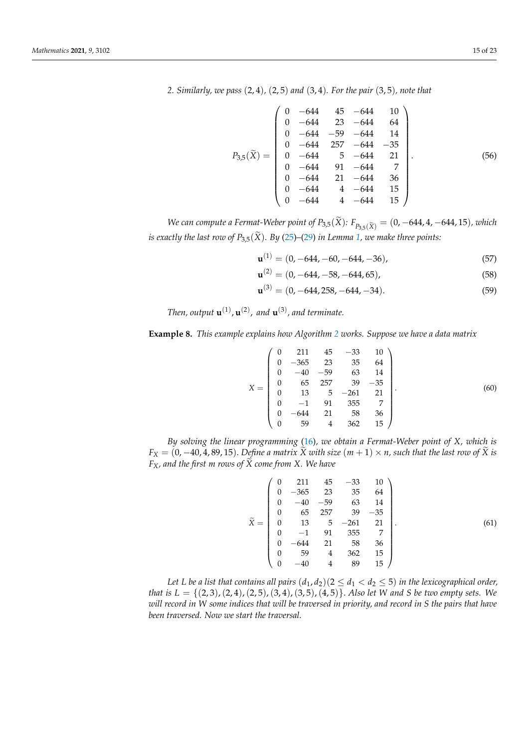*2. Similarly, we pass $(2,4)$, $(2,5)$ and $(3,4)$. For the pair $(3,5)$, note that*

$$P_{3,5}(\widetilde{X}) = \begin{pmatrix} 0 & -644 & 45 & -644 & 10 \\ 0 & -644 & 23 & -644 & 64 \\ 0 & -644 & -59 & -644 & 14 \\ 0 & -644 & 257 & -644 & -35 \\ 0 & -644 & 5 & -644 & 21 \\ 0 & -644 & 91 & -644 & 7 \\ 0 & -644 & 21 & -644 & 36 \\ 0 & -644 & 4 & -644 & 15 \\ 0 & -644 & 4 & -644 & 15 \end{pmatrix}. \tag{56}$$

*We can compute a Fermat-Weber point of $P_{3,5}(\widetilde{X})$: $F_{P_{3,5}(\widetilde{X})} = (0, -644, 4, -644, 15)$, which is exactly the last row of $P_{3,5}(\widetilde{X})$. By (25)–(29) in Lemma 1, we make three points:*

$$\mathbf{u}^{(1)} = (0, -644, -60, -644, -36), \tag{57}$$

$$\mathbf{u}^{(2)} = (0, -644, -58, -644, 65), \tag{58}$$

$$\mathbf{u}^{(3)} = (0, -644, 258, -644, -34). \tag{59}$$

*Then, output $\mathbf{u}^{(1)}, \mathbf{u}^{(2)}$, and $\mathbf{u}^{(3)}$, and terminate.*

**Example 8.** *This example explains how Algorithm 2 works. Suppose we have a data matrix*

$$X = \begin{pmatrix} 0 & 211 & 45 & -33 & 10 \\ 0 & -365 & 23 & 35 & 64 \\ 0 & -40 & -59 & 63 & 14 \\ 0 & 65 & 257 & 39 & -35 \\ 0 & 13 & 5 & -261 & 21 \\ 0 & -1 & 91 & 355 & 7 \\ 0 & -644 & 21 & 58 & 36 \\ 0 & 59 & 4 & 362 & 15 \end{pmatrix}. \tag{60}$$

*By solving the linear programming (16), we obtain a Fermat-Weber point of $X$, which is $F_X = (0, -40, 4, 89, 15)$. Define a matrix $\widetilde{X}$ with size $(m+1) \times n$, such that the last row of $\widetilde{X}$ is $F_X$, and the first $m$ rows of $\widetilde{X}$ come from $X$. We have*

$$\widetilde{X} = \begin{pmatrix} 0 & 211 & 45 & -33 & 10 \\ 0 & -365 & 23 & 35 & 64 \\ 0 & -40 & -59 & 63 & 14 \\ 0 & 65 & 257 & 39 & -35 \\ 0 & 13 & 5 & -261 & 21 \\ 0 & -1 & 91 & 355 & 7 \\ 0 & -644 & 21 & 58 & 36 \\ 0 & 59 & 4 & 362 & 15 \\ 0 & -40 & 4 & 89 & 15 \end{pmatrix}. \tag{61}$$

*Let $L$ be a list that contains all pairs $(d_1, d_2)(2 \le d_1 < d_2 \le 5)$ in the lexicographical order, that is $L = \{(2,3), (2,4), (2,5), (3,4), (3,5), (4,5)\}$. Also let $W$ and $S$ be two empty sets. We will record in $W$ some indices that will be traversed in priority, and record in $S$ the pairs that have been traversed. Now we start the traversal.*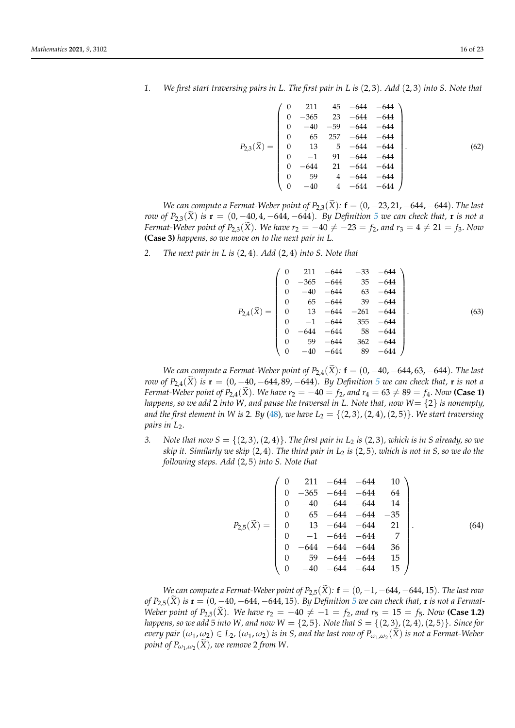1. *We first start traversing pairs in L. The first pair in L is* $(2,3)$*. Add* $(2,3)$ *into S. Note that*

$$P_{2,3}(\widetilde{X}) = \begin{pmatrix} 0 & 211 & 45 & -644 & -644 \\ 0 & -365 & 23 & -644 & -644 \\ 0 & -40 & -59 & -644 & -644 \\ 0 & 65 & 257 & -644 & -644 \\ 0 & 13 & 5 & -644 & -644 \\ 0 & -1 & 91 & -644 & -644 \\ 0 & -644 & 21 & -644 & -644 \\ 0 & 59 & 4 & -644 & -644 \\ 0 & -40 & 4 & -644 & -644 \end{pmatrix}. \tag{62}$$

*We can compute a Fermat-Weber point of* $P_{2,3}(\widetilde{X})$*:* $\mathbf{f} = (0, -23, 21, -644, -644)$*. The last row of* $P_{2,3}(\widetilde{X})$ *is* $\mathbf{r} = (0, -40, 4, -644, -644)$*. By Definition 5 we can check that,* $\mathbf{r}$ *is not a Fermat-Weber point of* $P_{2,3}(\widetilde{X})$*. We have* $r_2 = -40 \neq -23 = f_2$*, and* $r_3 = 4 \neq 21 = f_3$*. Now* **(Case 3)** *happens, so we move on to the next pair in L.*

2. *The next pair in L is* $(2,4)$*. Add* $(2,4)$ *into S. Note that*

$$P_{2,4}(\widetilde{X}) = \begin{pmatrix} 0 & 211 & -644 & -33 & -644 \\ 0 & -365 & -644 & 35 & -644 \\ 0 & -40 & -644 & 63 & -644 \\ 0 & 65 & -644 & 39 & -644 \\ 0 & 13 & -644 & -261 & -644 \\ 0 & -1 & -644 & 355 & -644 \\ 0 & -644 & -644 & 58 & -644 \\ 0 & 59 & -644 & 362 & -644 \\ 0 & -40 & -644 & 89 & -644 \end{pmatrix}. \tag{63}$$

*We can compute a Fermat-Weber point of* $P_{2,4}(\widetilde{X})$*:* $\mathbf{f} = (0, -40, -644, 63, -644)$*. The last row of* $P_{2,4}(\widetilde{X})$ *is* $\mathbf{r} = (0, -40, -644, 89, -644)$*. By Definition 5 we can check that,* $\mathbf{r}$ *is not a Fermat-Weber point of* $P_{2,4}(\widetilde{X})$*. We have* $r_2 = -40 = f_2$*, and* $r_4 = 63 \neq 89 = f_4$*. Now* **(Case 1)** *happens, so we add* 2 *into W, and pause the traversal in L. Note that, now W=* $\{2\}$ *is nonempty, and the first element in W is* 2*. By (48), we have* $L_2 = \{(2,3), (2,4), (2,5)\}$*. We start traversing pairs in* $L_2$*.*

3. *Note that now* $S = \{(2,3), (2,4)\}$*. The first pair in* $L_2$ *is* $(2,3)$*, which is in S already, so we skip it. Similarly we skip* $(2,4)$*. The third pair in* $L_2$ *is* $(2,5)$*, which is not in S, so we do the following steps. Add* $(2,5)$ *into S. Note that*

$$P_{2,5}(\widetilde{X}) = \begin{pmatrix} 0 & 211 & -644 & -644 & 10 \\ 0 & -365 & -644 & -644 & 64 \\ 0 & -40 & -644 & -644 & 14 \\ 0 & 65 & -644 & -644 & -35 \\ 0 & 13 & -644 & -644 & 21 \\ 0 & -1 & -644 & -644 & 7 \\ 0 & -644 & -644 & -644 & 36 \\ 0 & 59 & -644 & -644 & 15 \\ 0 & -40 & -644 & -644 & 15 \end{pmatrix}. \tag{64}$$

*We can compute a Fermat-Weber point of* $P_{2,5}(\widetilde{X})$*:* $\mathbf{f} = (0, -1, -644, -644, 15)$*. The last row of* $P_{2,5}(\widetilde{X})$ *is* $\mathbf{r} = (0, -40, -644, -644, 15)$*. By Definition 5 we can check that,* $\mathbf{r}$ *is not a Fermat-Weber point of* $P_{2,5}(\widetilde{X})$*. We have* $r_2 = -40 \neq -1 = f_2$*, and* $r_5 = 15 = f_5$*. Now* **(Case 1.2)** *happens, so we add* 5 *into W, and now* $W = \{2, 5\}$*. Note that* $S = \{(2,3), (2,4), (2,5)\}$*. Since for every pair* $(\omega_1, \omega_2) \in L_2$*,* $(\omega_1, \omega_2)$ *is in S, and the last row of* $P_{\omega_1,\omega_2}(\widetilde{X})$ *is not a Fermat-Weber point of* $P_{\omega_1,\omega_2}(\widetilde{X})$*, we remove* 2 *from W.*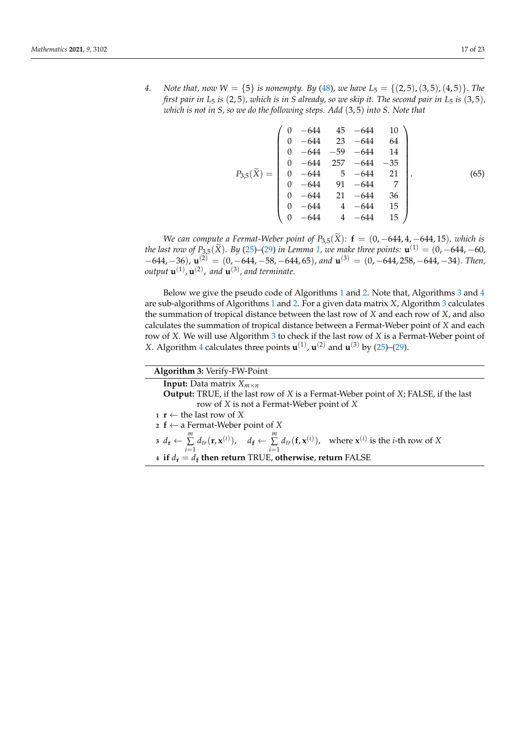4. *Note that, now $W = \{5\}$ is nonempty. By (48), we have $L_5 = \{(2,5), (3,5), (4,5)\}$. The first pair in $L_5$ is $(2,5)$, which is in $S$ already, so we skip it. The second pair in $L_5$ is $(3,5)$, which is not in $S$, so we do the following steps. Add $(3,5)$ into $S$. Note that*

$$P_{3,5}(\widetilde{X}) = \begin{pmatrix} 0 & -644 & 45 & -644 & 10 \\ 0 & -644 & 23 & -644 & 64 \\ 0 & -644 & -59 & -644 & 14 \\ 0 & -644 & 257 & -644 & -35 \\ 0 & -644 & 5 & -644 & 21 \\ 0 & -644 & 91 & -644 & 7 \\ 0 & -644 & 21 & -644 & 36 \\ 0 & -644 & 4 & -644 & 15 \\ 0 & -644 & 4 & -644 & 15 \end{pmatrix}. \tag{65}$$

*We can compute a Fermat-Weber point of $P_{3,5}(\widetilde{X})$: $\mathbf{f} = (0, -644, 4, -644, 15)$, which is the last row of $P_{3,5}(\widetilde{X})$. By (25)–(29) in Lemma 1, we make three points: $\mathbf{u}^{(1)} = (0, -644, -60, -644, -36)$, $\mathbf{u}^{(2)} = (0, -644, -58, -644, 65)$, and $\mathbf{u}^{(3)} = (0, -644, 258, -644, -34)$. Then, output $\mathbf{u}^{(1)}, \mathbf{u}^{(2)}$, and $\mathbf{u}^{(3)}$, and terminate.*

Below we give the pseudo code of Algorithms 1 and 2. Note that, Algorithms 3 and 4 are sub-algorithms of Algorithms 1 and 2. For a given data matrix $X$, Algorithm 3 calculates the summation of tropical distance between the last row of $X$ and each row of $X$, and also calculates the summation of tropical distance between a Fermat-Weber point of $X$ and each row of $X$. We will use Algorithm 3 to check if the last row of $X$ is a Fermat-Weber point of $X$. Algorithm 4 calculates three points $\mathbf{u}^{(1)}$, $\mathbf{u}^{(2)}$ and $\mathbf{u}^{(3)}$ by (25)–(29).

---

**Algorithm 3:** Verify-FW-Point

---

**Input:** Data matrix $X_{m \times n}$

**Output:** TRUE, if the last row of $X$ is a Fermat-Weber point of $X$; FALSE, if the last row of $X$ is not a Fermat-Weber point of $X$

1 $\mathbf{r} \leftarrow$ the last row of $X$

2 $\mathbf{f} \leftarrow$ a Fermat-Weber point of $X$

3 $d_{\mathbf{r}} \leftarrow \sum_{i=1}^{m} d_{tr}(\mathbf{r}, \mathbf{x}^{(i)})$, $\quad d_{\mathbf{f}} \leftarrow \sum_{i=1}^{m} d_{tr}(\mathbf{f}, \mathbf{x}^{(i)})$, $\quad$ where $\mathbf{x}^{(i)}$ is the $i$-th row of $X$

4 **if** $d_{\mathbf{r}} = d_{\mathbf{f}}$ **then return** TRUE, **otherwise**, **return** FALSE

---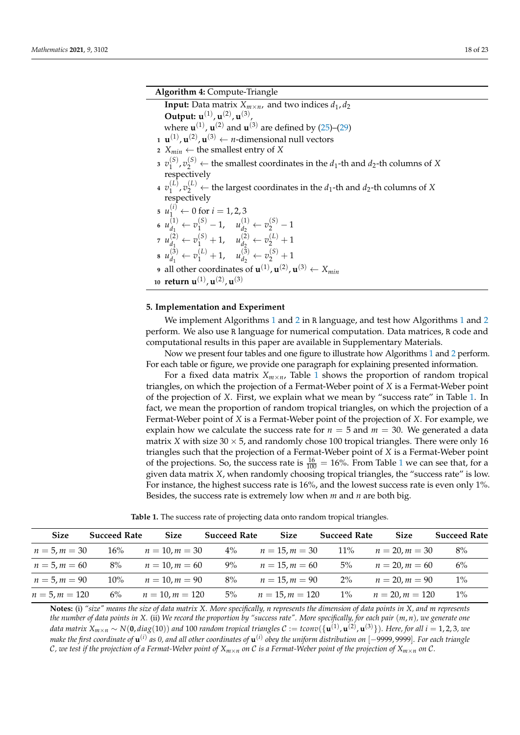**Algorithm 4:** Compute-Triangle

**Input:** Data matrix $X_{m\times n}$, and two indices $d_1, d_2$
**Output:** $\mathbf{u}^{(1)}, \mathbf{u}^{(2)}, \mathbf{u}^{(3)}$,
where $\mathbf{u}^{(1)}$, $\mathbf{u}^{(2)}$ and $\mathbf{u}^{(3)}$ are defined by (25)–(29)

1. $\mathbf{u}^{(1)}, \mathbf{u}^{(2)}, \mathbf{u}^{(3)} \leftarrow$ $n$-dimensional null vectors
2. $X_{min} \leftarrow$ the smallest entry of $X$
3. $v_1^{(S)}, v_2^{(S)} \leftarrow$ the smallest coordinates in the $d_1$-th and $d_2$-th columns of $X$ respectively
4. $v_1^{(L)}, v_2^{(L)} \leftarrow$ the largest coordinates in the $d_1$-th and $d_2$-th columns of $X$ respectively
5. $u_1^{(i)} \leftarrow 0$ for $i = 1, 2, 3$
6. $u_{d_1}^{(1)} \leftarrow v_1^{(S)} - 1, \quad u_{d_2}^{(1)} \leftarrow v_2^{(S)} - 1$
7. $u_{d_1}^{(2)} \leftarrow v_1^{(S)} + 1, \quad u_{d_2}^{(2)} \leftarrow v_2^{(L)} + 1$
8. $u_{d_1}^{(3)} \leftarrow v_1^{(L)} + 1, \quad u_{d_2}^{(3)} \leftarrow v_2^{(S)} + 1$
9. all other coordinates of $\mathbf{u}^{(1)}, \mathbf{u}^{(2)}, \mathbf{u}^{(3)} \leftarrow X_{min}$
10. **return** $\mathbf{u}^{(1)}, \mathbf{u}^{(2)}, \mathbf{u}^{(3)}$

## 5. Implementation and Experiment

We implement Algorithms 1 and 2 in R language, and test how Algorithms 1 and 2 perform. We also use R language for numerical computation. Data matrices, R code and computational results in this paper are available in Supplementary Materials.

Now we present four tables and one figure to illustrate how Algorithms 1 and 2 perform. For each table or figure, we provide one paragraph for explaining presented information.

For a fixed data matrix $X_{m\times n}$, Table 1 shows the proportion of random tropical triangles, on which the projection of a Fermat-Weber point of $X$ is a Fermat-Weber point of the projection of $X$. First, we explain what we mean by "success rate" in Table 1. In fact, we mean the proportion of random tropical triangles, on which the projection of a Fermat-Weber point of $X$ is a Fermat-Weber point of the projection of $X$. For example, we explain how we calculate the success rate for $n = 5$ and $m = 30$. We generated a data matrix $X$ with size $30 \times 5$, and randomly chose 100 tropical triangles. There were only 16 triangles such that the projection of a Fermat-Weber point of $X$ is a Fermat-Weber point of the projections. So, the success rate is $\frac{16}{100} = 16\%$. From Table 1 we can see that, for a given data matrix $X$, when randomly choosing tropical triangles, the "success rate" is low. For instance, the highest success rate is 16%, and the lowest success rate is even only 1%. Besides, the success rate is extremely low when $m$ and $n$ are both big.

**Table 1.** The success rate of projecting data onto random tropical triangles.

| Size | Succeed Rate | Size | Succeed Rate | Size | Succeed Rate | Size | Succeed Rate |
|---|---|---|---|---|---|---|---|
| $n = 5, m = 30$ | 16% | $n = 10, m = 30$ | 4% | $n = 15, m = 30$ | 11% | $n = 20, m = 30$ | 8% |
| $n = 5, m = 60$ | 8% | $n = 10, m = 60$ | 9% | $n = 15, m = 60$ | 5% | $n = 20, m = 60$ | 6% |
| $n = 5, m = 90$ | 10% | $n = 10, m = 90$ | 8% | $n = 15, m = 90$ | 2% | $n = 20, m = 90$ | 1% |
| $n = 5, m = 120$ | 6% | $n = 10, m = 120$ | 5% | $n = 15, m = 120$ | 1% | $n = 20, m = 120$ | 1% |

**Notes:** (i) *"size" means the size of data matrix $X$. More specifically, $n$ represents the dimension of data points in $X$, and $m$ represents the number of data points in $X$.* (ii) *We record the proportion by "success rate". More specifically, for each pair $(m, n)$, we generate one data matrix $X_{m\times n} \sim N(\mathbf{0}, diag(10))$ and 100 random tropical triangles $\mathcal{C} := tconv(\{\mathbf{u}^{(1)}, \mathbf{u}^{(2)}, \mathbf{u}^{(3)}\})$. Here, for all $i = 1, 2, 3$, we make the first coordinate of $\mathbf{u}^{(i)}$ as 0, and all other coordinates of $\mathbf{u}^{(i)}$ obey the uniform distribution on $[-9999, 9999]$. For each triangle $\mathcal{C}$, we test if the projection of a Fermat-Weber point of $X_{m\times n}$ on $\mathcal{C}$ is a Fermat-Weber point of the projection of $X_{m\times n}$ on $\mathcal{C}$.*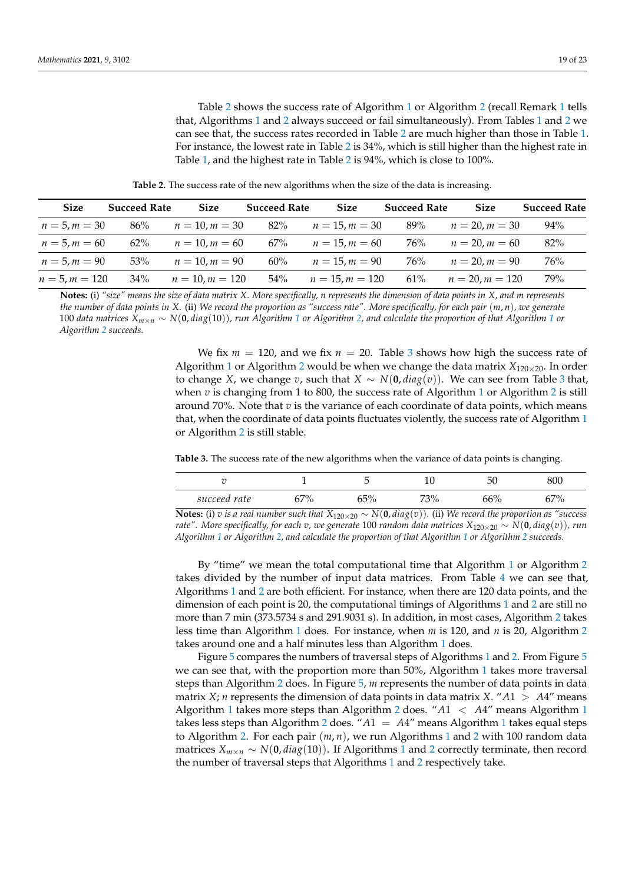Table 2 shows the success rate of Algorithm 1 or Algorithm 2 (recall Remark 1 tells that, Algorithms 1 and 2 always succeed or fail simultaneously). From Tables 1 and 2 we can see that, the success rates recorded in Table 2 are much higher than those in Table 1. For instance, the lowest rate in Table 2 is 34%, which is still higher than the highest rate in Table 1, and the highest rate in Table 2 is 94%, which is close to 100%.

**Table 2.** The success rate of the new algorithms when the size of the data is increasing.

| Size | Succeed Rate | Size | Succeed Rate | Size | Succeed Rate | Size | Succeed Rate |
|---|---|---|---|---|---|---|---|
| $n = 5, m = 30$ | 86% | $n = 10, m = 30$ | 82% | $n = 15, m = 30$ | 89% | $n = 20, m = 30$ | 94% |
| $n = 5, m = 60$ | 62% | $n = 10, m = 60$ | 67% | $n = 15, m = 60$ | 76% | $n = 20, m = 60$ | 82% |
| $n = 5, m = 90$ | 53% | $n = 10, m = 90$ | 60% | $n = 15, m = 90$ | 76% | $n = 20, m = 90$ | 76% |
| $n = 5, m = 120$ | 34% | $n = 10, m = 120$ | 54% | $n = 15, m = 120$ | 61% | $n = 20, m = 120$ | 79% |

**Notes:** (i) *"size" means the size of data matrix X. More specifically, n represents the dimension of data points in X, and m represents the number of data points in X.* (ii) *We record the proportion as "success rate". More specifically, for each pair* $(m, n)$*, we generate* 100 *data matrices* $X_{m \times n} \sim N(\mathbf{0}, diag(10))$*, run Algorithm 1 or Algorithm 2, and calculate the proportion of that Algorithm 1 or Algorithm 2 succeeds.*

We fix $m = 120$, and we fix $n = 20$. Table 3 shows how high the success rate of Algorithm 1 or Algorithm 2 would be when we change the data matrix $X_{120 \times 20}$. In order to change $X$, we change $v$, such that $X \sim N(\mathbf{0}, diag(v))$. We can see from Table 3 that, when $v$ is changing from 1 to 800, the success rate of Algorithm 1 or Algorithm 2 is still around 70%. Note that $v$ is the variance of each coordinate of data points, which means that, when the coordinate of data points fluctuates violently, the success rate of Algorithm 1 or Algorithm 2 is still stable.

**Table 3.** The success rate of the new algorithms when the variance of data points is changing.

| $v$ | 1 | 5 | 10 | 50 | 800 |
|---|---|---|---|---|---|
| *succeed rate* | 67% | 65% | 73% | 66% | 67% |

**Notes:** (i) *$v$ is a real number such that* $X_{120 \times 20} \sim N(\mathbf{0}, diag(v))$. (ii) *We record the proportion as "success rate". More specifically, for each $v$, we generate* 100 *random data matrices* $X_{120 \times 20} \sim N(\mathbf{0}, diag(v))$*, run Algorithm 1 or Algorithm 2, and calculate the proportion of that Algorithm 1 or Algorithm 2 succeeds.*

By "time" we mean the total computational time that Algorithm 1 or Algorithm 2 takes divided by the number of input data matrices. From Table 4 we can see that, Algorithms 1 and 2 are both efficient. For instance, when there are 120 data points, and the dimension of each point is 20, the computational timings of Algorithms 1 and 2 are still no more than 7 min (373.5734 s and 291.9031 s). In addition, in most cases, Algorithm 2 takes less time than Algorithm 1 does. For instance, when $m$ is 120, and $n$ is 20, Algorithm 2 takes around one and a half minutes less than Algorithm 1 does.

Figure 5 compares the numbers of traversal steps of Algorithms 1 and 2. From Figure 5 we can see that, with the proportion more than 50%, Algorithm 1 takes more traversal steps than Algorithm 2 does. In Figure 5, $m$ represents the number of data points in data matrix $X$; $n$ represents the dimension of data points in data matrix $X$. "$A1 > A4$" means Algorithm 1 takes more steps than Algorithm 2 does. "$A1 < A4$" means Algorithm 1 takes less steps than Algorithm 2 does. "$A1 = A4$" means Algorithm 1 takes equal steps to Algorithm 2. For each pair $(m, n)$, we run Algorithms 1 and 2 with 100 random data matrices $X_{m \times n} \sim N(\mathbf{0}, diag(10))$. If Algorithms 1 and 2 correctly terminate, then record the number of traversal steps that Algorithms 1 and 2 respectively take.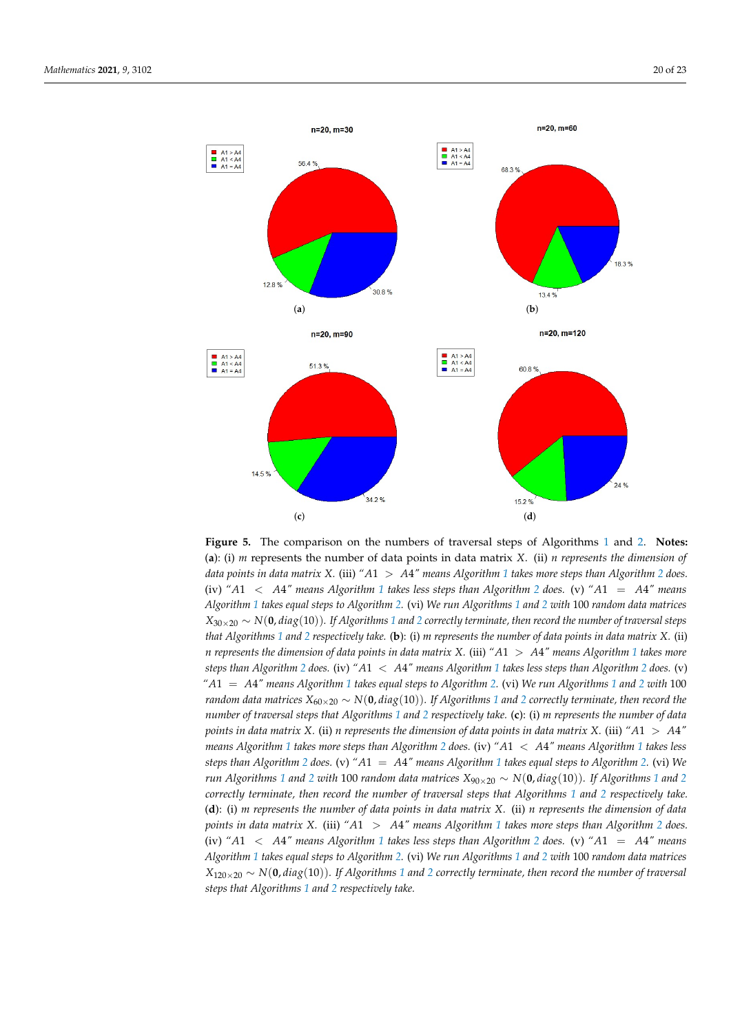**Figure 5.** The comparison on the numbers of traversal steps of Algorithms 1 and 2. **Notes:** (**a**): (i) $m$ represents the number of data points in data matrix $X$. (ii) *$n$ represents the dimension of data points in data matrix $X$. (iii) "$A1 > A4$" means Algorithm 1 takes more steps than Algorithm 2 does. (iv) "$A1 < A4$" means Algorithm 1 takes less steps than Algorithm 2 does. (v) "$A1 = A4$" means Algorithm 1 takes equal steps to Algorithm 2. (vi) We run Algorithms 1 and 2 with* 100 *random data matrices $X_{30\times 20} \sim N(\mathbf{0}, diag(10))$. If Algorithms 1 and 2 correctly terminate, then record the number of traversal steps that Algorithms 1 and 2 respectively take.* (**b**): (i) *$m$ represents the number of data points in data matrix $X$.* (ii) *$n$ represents the dimension of data points in data matrix $X$.* (iii) *"$A1 > A4$" means Algorithm 1 takes more steps than Algorithm 2 does.* (iv) *"$A1 < A4$" means Algorithm 1 takes less steps than Algorithm 2 does.* (v) *"$A1 = A4$" means Algorithm 1 takes equal steps to Algorithm 2.* (vi) *We run Algorithms 1 and 2 with* 100 *random data matrices $X_{60\times 20} \sim N(\mathbf{0}, diag(10))$. If Algorithms 1 and 2 correctly terminate, then record the number of traversal steps that Algorithms 1 and 2 respectively take.* (**c**): (i) *$m$ represents the number of data points in data matrix $X$.* (ii) *$n$ represents the dimension of data points in data matrix $X$.* (iii) *"$A1 > A4$" means Algorithm 1 takes more steps than Algorithm 2 does.* (iv) *"$A1 < A4$" means Algorithm 1 takes less steps than Algorithm 2 does.* (v) *"$A1 = A4$" means Algorithm 1 takes equal steps to Algorithm 2.* (vi) *We run Algorithms 1 and 2 with* 100 *random data matrices $X_{90\times 20} \sim N(\mathbf{0}, diag(10))$. If Algorithms 1 and 2 correctly terminate, then record the number of traversal steps that Algorithms 1 and 2 respectively take.* (**d**): (i) *$m$ represents the number of data points in data matrix $X$.* (ii) *$n$ represents the dimension of data points in data matrix $X$.* (iii) *"$A1 > A4$" means Algorithm 1 takes more steps than Algorithm 2 does.* (iv) *"$A1 < A4$" means Algorithm 1 takes less steps than Algorithm 2 does.* (v) *"$A1 = A4$" means Algorithm 1 takes equal steps to Algorithm 2.* (vi) *We run Algorithms 1 and 2 with* 100 *random data matrices $X_{120\times 20} \sim N(\mathbf{0}, diag(10))$. If Algorithms 1 and 2 correctly terminate, then record the number of traversal steps that Algorithms 1 and 2 respectively take.*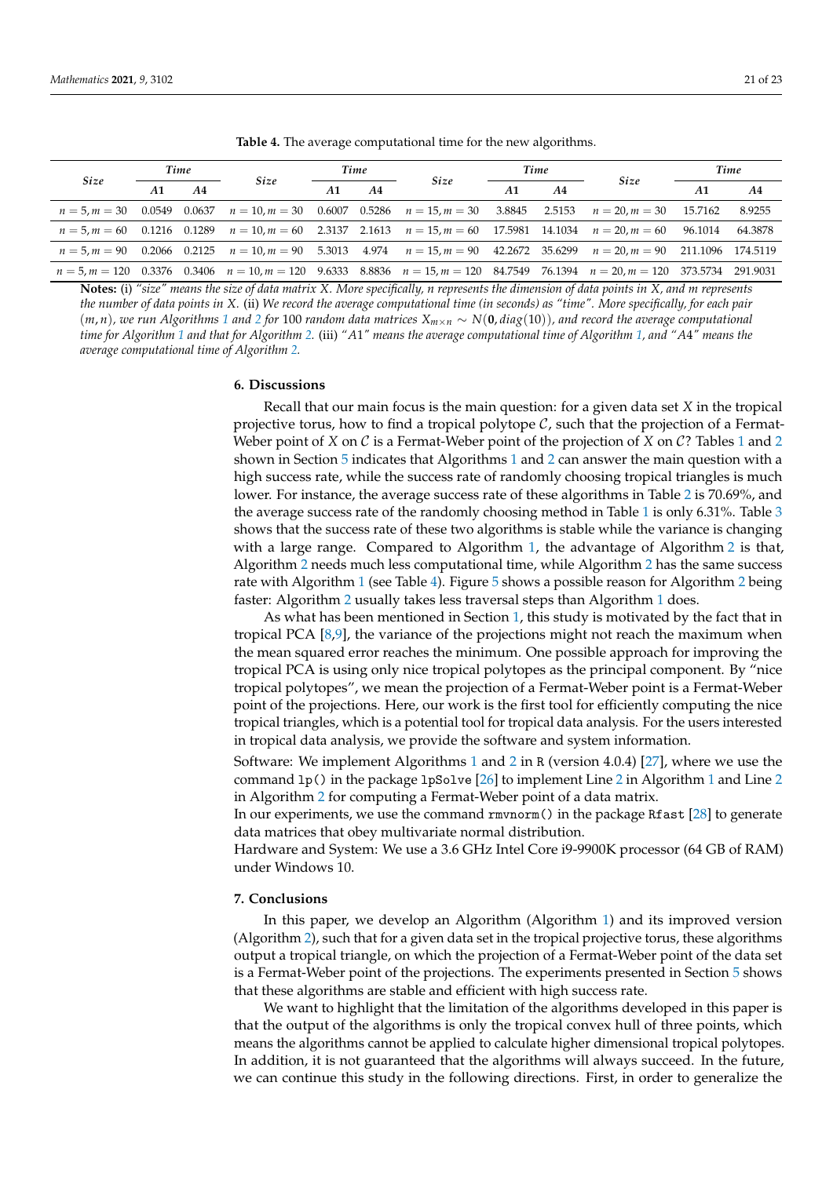**Table 4.** The average computational time for the new algorithms.

| *Size* | *Time* | | *Size* | *Time* | | *Size* | *Time* | | *Size* | *Time* | |
|---|---|---|---|---|---|---|---|---|---|---|---|
| | *A1* | *A4* | | *A1* | *A4* | | *A1* | *A4* | | *A1* | *A4* |
| $n = 5, m = 30$ | 0.0549 | 0.0637 | $n = 10, m = 30$ | 0.6007 | 0.5286 | $n = 15, m = 30$ | 3.8845 | 2.5153 | $n = 20, m = 30$ | 15.7162 | 8.9255 |
| $n = 5, m = 60$ | 0.1216 | 0.1289 | $n = 10, m = 60$ | 2.3137 | 2.1613 | $n = 15, m = 60$ | 17.5981 | 14.1034 | $n = 20, m = 60$ | 96.1014 | 64.3878 |
| $n = 5, m = 90$ | 0.2066 | 0.2125 | $n = 10, m = 90$ | 5.3013 | 4.974 | $n = 15, m = 90$ | 42.2672 | 35.6299 | $n = 20, m = 90$ | 211.1096 | 174.5119 |
| $n = 5, m = 120$ | 0.3376 | 0.3406 | $n = 10, m = 120$ | 9.6333 | 8.8836 | $n = 15, m = 120$ | 84.7549 | 76.1394 | $n = 20, m = 120$ | 373.5734 | 291.9031 |

**Notes:** (i) *"size" means the size of data matrix X. More specifically, n represents the dimension of data points in X, and m represents the number of data points in X.* (ii) *We record the average computational time (in seconds) as "time". More specifically, for each pair* $(m, n)$*, we run Algorithms 1 and 2 for 100 random data matrices* $X_{m\times n} \sim N(\mathbf{0}, diag(10))$*, and record the average computational time for Algorithm 1 and that for Algorithm 2.* (iii) *"A1" means the average computational time of Algorithm 1, and "A4" means the average computational time of Algorithm 2.*

## 6. Discussions

Recall that our main focus is the main question: for a given data set $X$ in the tropical projective torus, how to find a tropical polytope $\mathcal{C}$, such that the projection of a Fermat-Weber point of $X$ on $\mathcal{C}$ is a Fermat-Weber point of the projection of $X$ on $\mathcal{C}$? Tables 1 and 2 shown in Section 5 indicates that Algorithms 1 and 2 can answer the main question with a high success rate, while the success rate of randomly choosing tropical triangles is much lower. For instance, the average success rate of these algorithms in Table 2 is 70.69%, and the average success rate of the randomly choosing method in Table 1 is only 6.31%. Table 3 shows that the success rate of these two algorithms is stable while the variance is changing with a large range. Compared to Algorithm 1, the advantage of Algorithm 2 is that, Algorithm 2 needs much less computational time, while Algorithm 2 has the same success rate with Algorithm 1 (see Table 4). Figure 5 shows a possible reason for Algorithm 2 being faster: Algorithm 2 usually takes less traversal steps than Algorithm 1 does.

As what has been mentioned in Section 1, this study is motivated by the fact that in tropical PCA [8,9], the variance of the projections might not reach the maximum when the mean squared error reaches the minimum. One possible approach for improving the tropical PCA is using only nice tropical polytopes as the principal component. By "nice tropical polytopes", we mean the projection of a Fermat-Weber point is a Fermat-Weber point of the projections. Here, our work is the first tool for efficiently computing the nice tropical triangles, which is a potential tool for tropical data analysis. For the users interested in tropical data analysis, we provide the software and system information.

Software: We implement Algorithms 1 and 2 in `R` (version 4.0.4) [27], where we use the command `lp()` in the package `lpSolve` [26] to implement Line 2 in Algorithm 1 and Line 2 in Algorithm 2 for computing a Fermat-Weber point of a data matrix.
In our experiments, we use the command `rmvnorm()` in the package `Rfast` [28] to generate data matrices that obey multivariate normal distribution.
Hardware and System: We use a 3.6 GHz Intel Core i9-9900K processor (64 GB of RAM) under Windows 10.

## 7. Conclusions

In this paper, we develop an Algorithm (Algorithm 1) and its improved version (Algorithm 2), such that for a given data set in the tropical projective torus, these algorithms output a tropical triangle, on which the projection of a Fermat-Weber point of the data set is a Fermat-Weber point of the projections. The experiments presented in Section 5 shows that these algorithms are stable and efficient with high success rate.

We want to highlight that the limitation of the algorithms developed in this paper is that the output of the algorithms is only the tropical convex hull of three points, which means the algorithms cannot be applied to calculate higher dimensional tropical polytopes. In addition, it is not guaranteed that the algorithms will always succeed. In the future, we can continue this study in the following directions. First, in order to generalize the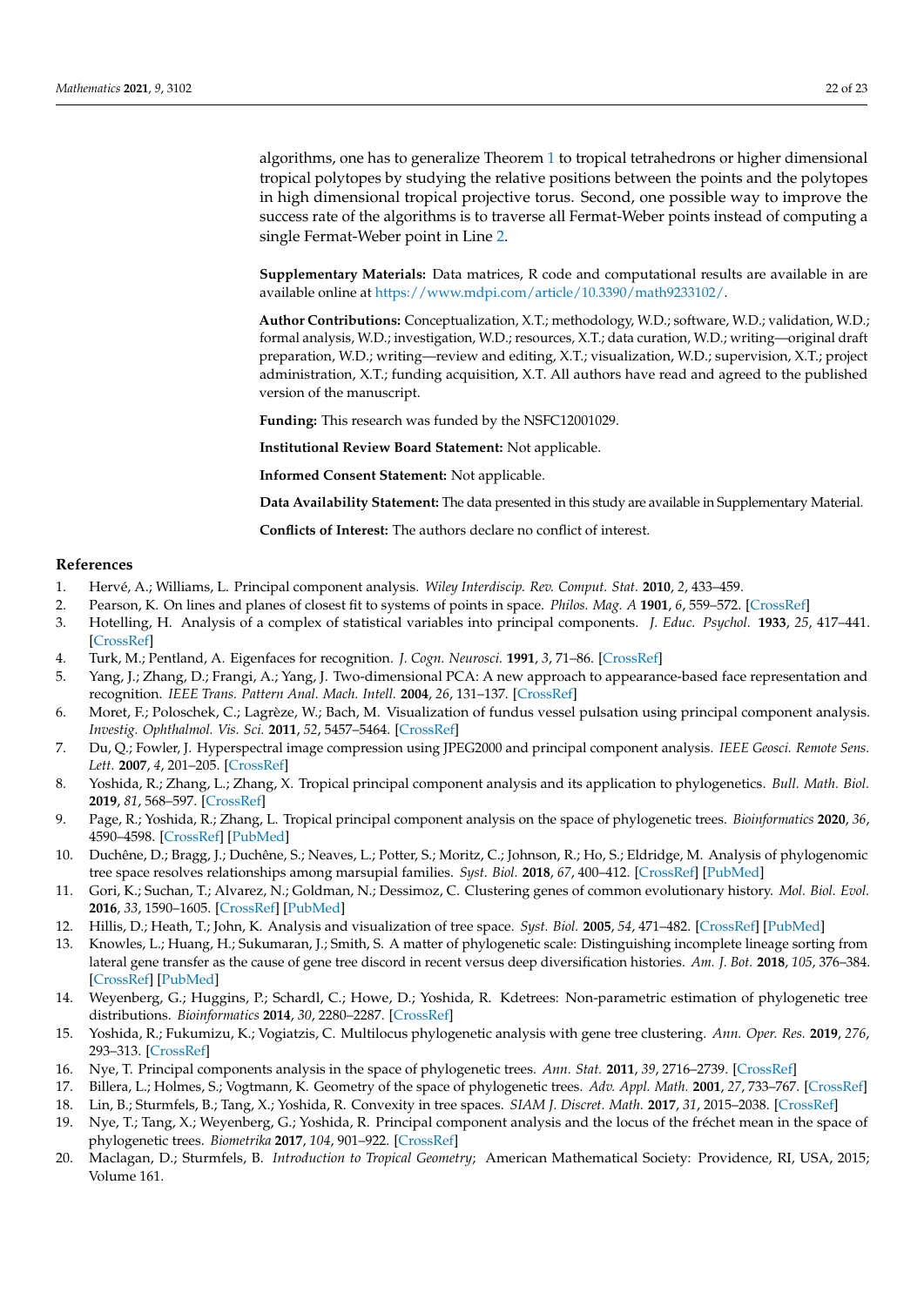algorithms, one has to generalize Theorem 1 to tropical tetrahedrons or higher dimensional tropical polytopes by studying the relative positions between the points and the polytopes in high dimensional tropical projective torus. Second, one possible way to improve the success rate of the algorithms is to traverse all Fermat-Weber points instead of computing a single Fermat-Weber point in Line 2.

**Supplementary Materials:** Data matrices, R code and computational results are available in are available online at https://www.mdpi.com/article/10.3390/math9233102/.

**Author Contributions:** Conceptualization, X.T.; methodology, W.D.; software, W.D.; validation, W.D.; formal analysis, W.D.; investigation, W.D.; resources, X.T.; data curation, W.D.; writing—original draft preparation, W.D.; writing—review and editing, X.T.; visualization, W.D.; supervision, X.T.; project administration, X.T.; funding acquisition, X.T. All authors have read and agreed to the published version of the manuscript.

**Funding:** This research was funded by the NSFC12001029.

**Institutional Review Board Statement:** Not applicable.

**Informed Consent Statement:** Not applicable.

**Data Availability Statement:** The data presented in this study are available in Supplementary Material.

**Conflicts of Interest:** The authors declare no conflict of interest.

## References

1. Hervé, A.; Williams, L. Principal component analysis. *Wiley Interdiscip. Rev. Comput. Stat.* **2010**, *2*, 433–459.
2. Pearson, K. On lines and planes of closest fit to systems of points in space. *Philos. Mag. A* **1901**, *6*, 559–572. [CrossRef]
3. Hotelling, H. Analysis of a complex of statistical variables into principal components. *J. Educ. Psychol.* **1933**, *25*, 417–441. [CrossRef]
4. Turk, M.; Pentland, A. Eigenfaces for recognition. *J. Cogn. Neurosci.* **1991**, *3*, 71–86. [CrossRef]
5. Yang, J.; Zhang, D.; Frangi, A.; Yang, J. Two-dimensional PCA: A new approach to appearance-based face representation and recognition. *IEEE Trans. Pattern Anal. Mach. Intell.* **2004**, *26*, 131–137. [CrossRef]
6. Moret, F.; Poloschek, C.; Lagrèze, W.; Bach, M. Visualization of fundus vessel pulsation using principal component analysis. *Investig. Ophthalmol. Vis. Sci.* **2011**, *52*, 5457–5464. [CrossRef]
7. Du, Q.; Fowler, J. Hyperspectral image compression using JPEG2000 and principal component analysis. *IEEE Geosci. Remote Sens. Lett.* **2007**, *4*, 201–205. [CrossRef]
8. Yoshida, R.; Zhang, L.; Zhang, X. Tropical principal component analysis and its application to phylogenetics. *Bull. Math. Biol.* **2019**, *81*, 568–597. [CrossRef]
9. Page, R.; Yoshida, R.; Zhang, L. Tropical principal component analysis on the space of phylogenetic trees. *Bioinformatics* **2020**, *36*, 4590–4598. [CrossRef] [PubMed]
10. Duchêne, D.; Bragg, J.; Duchêne, S.; Neaves, L.; Potter, S.; Moritz, C.; Johnson, R.; Ho, S.; Eldridge, M. Analysis of phylogenomic tree space resolves relationships among marsupial families. *Syst. Biol.* **2018**, *67*, 400–412. [CrossRef] [PubMed]
11. Gori, K.; Suchan, T.; Alvarez, N.; Goldman, N.; Dessimoz, C. Clustering genes of common evolutionary history. *Mol. Biol. Evol.* **2016**, *33*, 1590–1605. [CrossRef] [PubMed]
12. Hillis, D.; Heath, T.; John, K. Analysis and visualization of tree space. *Syst. Biol.* **2005**, *54*, 471–482. [CrossRef] [PubMed]
13. Knowles, L.; Huang, H.; Sukumaran, J.; Smith, S. A matter of phylogenetic scale: Distinguishing incomplete lineage sorting from lateral gene transfer as the cause of gene tree discord in recent versus deep diversification histories. *Am. J. Bot.* **2018**, *105*, 376–384. [CrossRef] [PubMed]
14. Weyenberg, G.; Huggins, P.; Schardl, C.; Howe, D.; Yoshida, R. Kdetrees: Non-parametric estimation of phylogenetic tree distributions. *Bioinformatics* **2014**, *30*, 2280–2287. [CrossRef]
15. Yoshida, R.; Fukumizu, K.; Vogiatzis, C. Multilocus phylogenetic analysis with gene tree clustering. *Ann. Oper. Res.* **2019**, *276*, 293–313. [CrossRef]
16. Nye, T. Principal components analysis in the space of phylogenetic trees. *Ann. Stat.* **2011**, *39*, 2716–2739. [CrossRef]
17. Billera, L.; Holmes, S.; Vogtmann, K. Geometry of the space of phylogenetic trees. *Adv. Appl. Math.* **2001**, *27*, 733–767. [CrossRef]
18. Lin, B.; Sturmfels, B.; Tang, X.; Yoshida, R. Convexity in tree spaces. *SIAM J. Discret. Math.* **2017**, *31*, 2015–2038. [CrossRef]
19. Nye, T.; Tang, X.; Weyenberg, G.; Yoshida, R. Principal component analysis and the locus of the fréchet mean in the space of phylogenetic trees. *Biometrika* **2017**, *104*, 901–922. [CrossRef]
20. Maclagan, D.; Sturmfels, B. *Introduction to Tropical Geometry*; American Mathematical Society: Providence, RI, USA, 2015; Volume 161.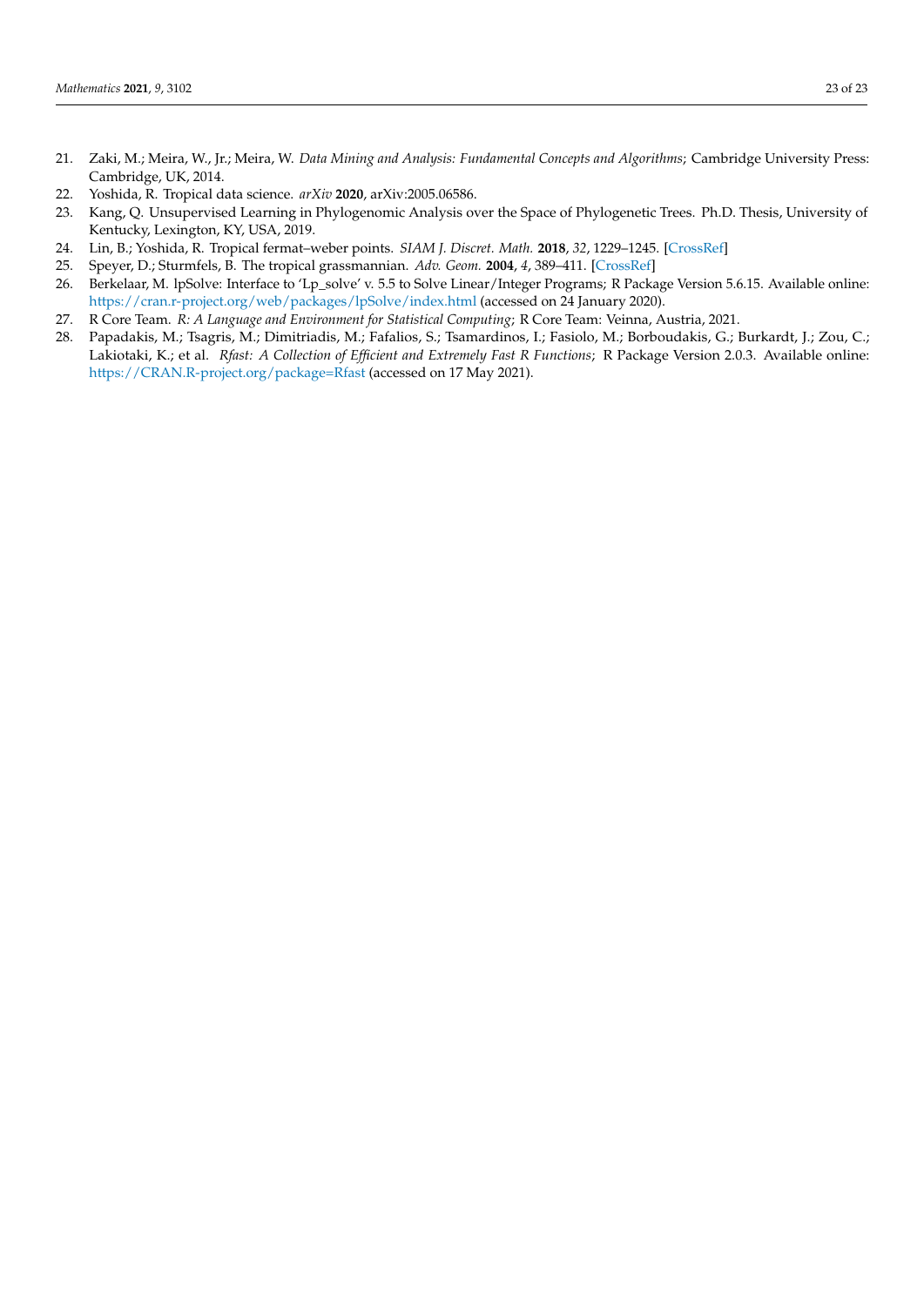21. Zaki, M.; Meira, W., Jr.; Meira, W. *Data Mining and Analysis: Fundamental Concepts and Algorithms*; Cambridge University Press: Cambridge, UK, 2014.
22. Yoshida, R. Tropical data science. *arXiv* **2020**, arXiv:2005.06586.
23. Kang, Q. Unsupervised Learning in Phylogenomic Analysis over the Space of Phylogenetic Trees. Ph.D. Thesis, University of Kentucky, Lexington, KY, USA, 2019.
24. Lin, B.; Yoshida, R. Tropical fermat–weber points. *SIAM J. Discret. Math.* **2018**, *32*, 1229–1245. [CrossRef]
25. Speyer, D.; Sturmfels, B. The tropical grassmannian. *Adv. Geom.* **2004**, *4*, 389–411. [CrossRef]
26. Berkelaar, M. lpSolve: Interface to 'Lp_solve' v. 5.5 to Solve Linear/Integer Programs; R Package Version 5.6.15. Available online: https://cran.r-project.org/web/packages/lpSolve/index.html (accessed on 24 January 2020).
27. R Core Team. *R: A Language and Environment for Statistical Computing*; R Core Team: Veinna, Austria, 2021.
28. Papadakis, M.; Tsagris, M.; Dimitriadis, M.; Fafalios, S.; Tsamardinos, I.; Fasiolo, M.; Borboudakis, G.; Burkardt, J.; Zou, C.; Lakiotaki, K.; et al. *Rfast: A Collection of Efficient and Extremely Fast R Functions*; R Package Version 2.0.3. Available online: https://CRAN.R-project.org/package=Rfast (accessed on 17 May 2021).